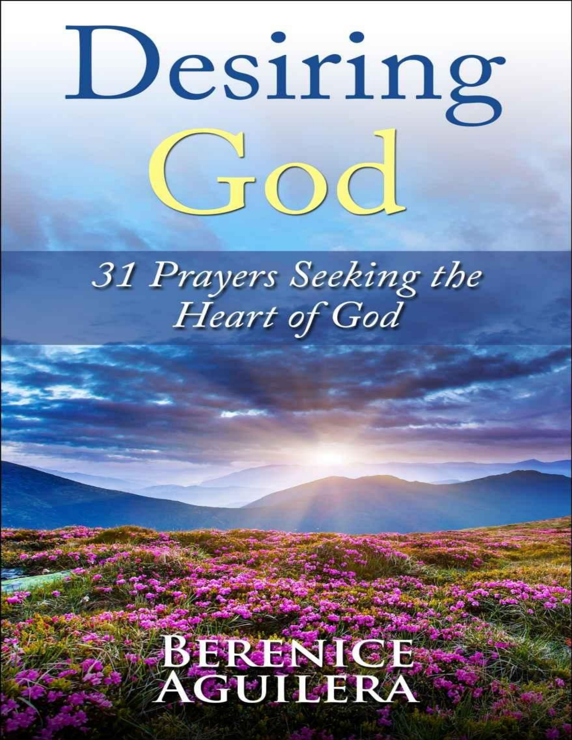# Desiring God

## 31 Prayers Seeking the Heart of God

Berenice Aguilera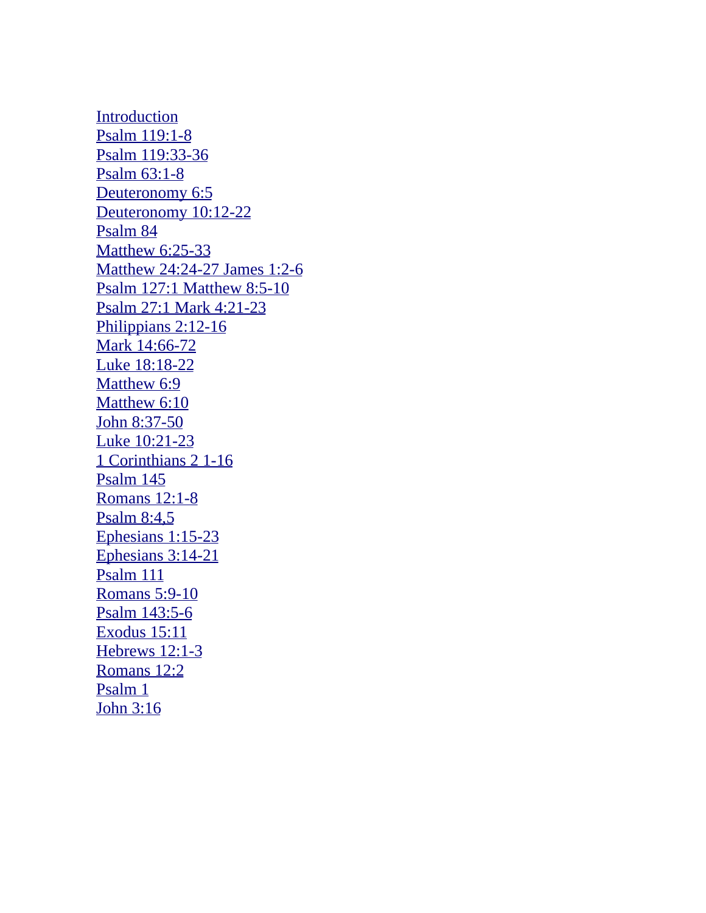Introduction
Psalm 119:1-8
Psalm 119:33-36
Psalm 63:1-8
Deuteronomy 6:5
Deuteronomy 10:12-22
Psalm 84
Matthew 6:25-33
Matthew 24:24-27 James 1:2-6
Psalm 127:1 Matthew 8:5-10
Psalm 27:1 Mark 4:21-23
Philippians 2:12-16
Mark 14:66-72
Luke 18:18-22
Matthew 6:9
Matthew 6:10
John 8:37-50
Luke 10:21-23
1 Corinthians 2 1-16
Psalm 145
Romans 12:1-8
Psalm 8:4,5
Ephesians 1:15-23
Ephesians 3:14-21
Psalm 111
Romans 5:9-10
Psalm 143:5-6
Exodus 15:11
Hebrews 12:1-3
Romans 12:2
Psalm 1
John 3:16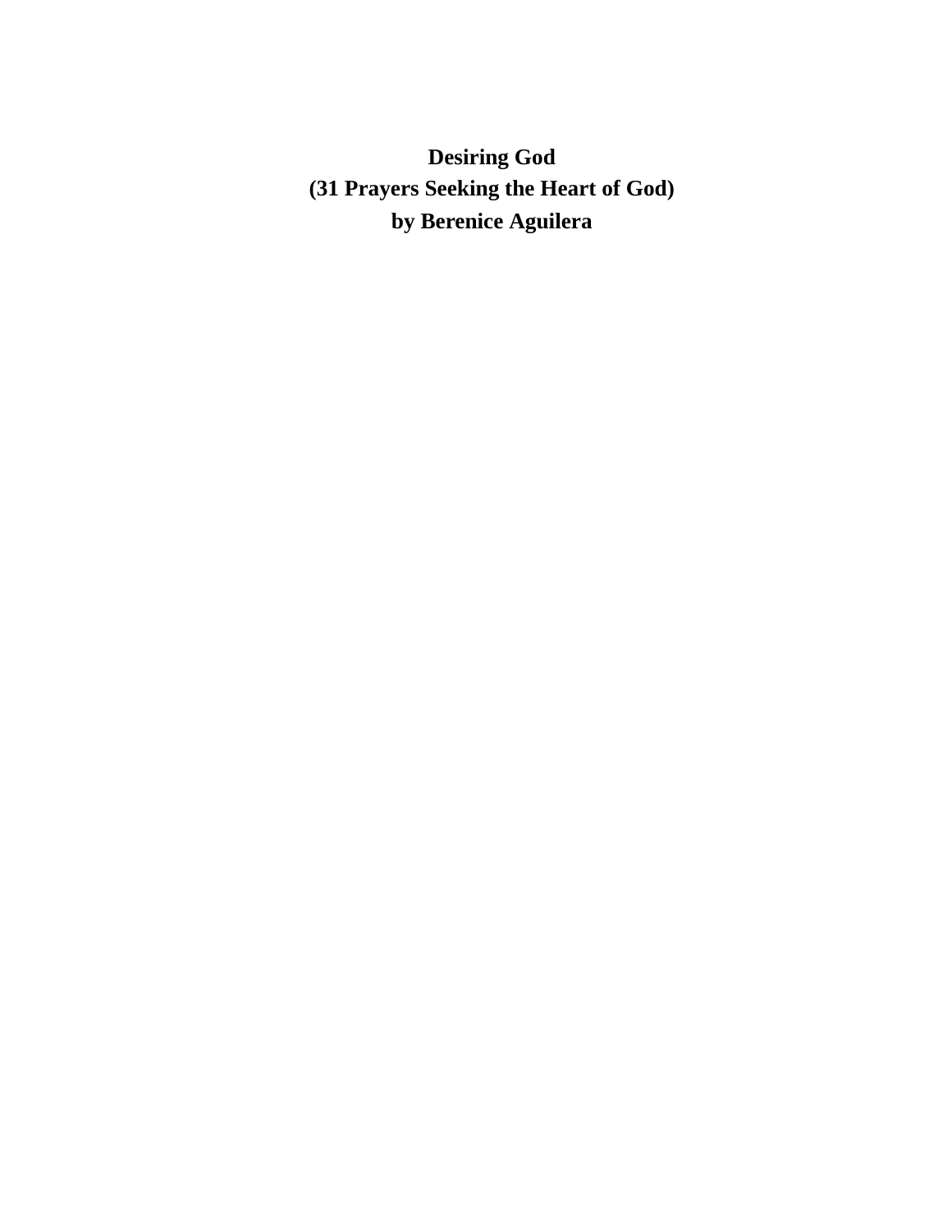# Desiring God

**(31 Prayers Seeking the Heart of God)**

**by Berenice Aguilera**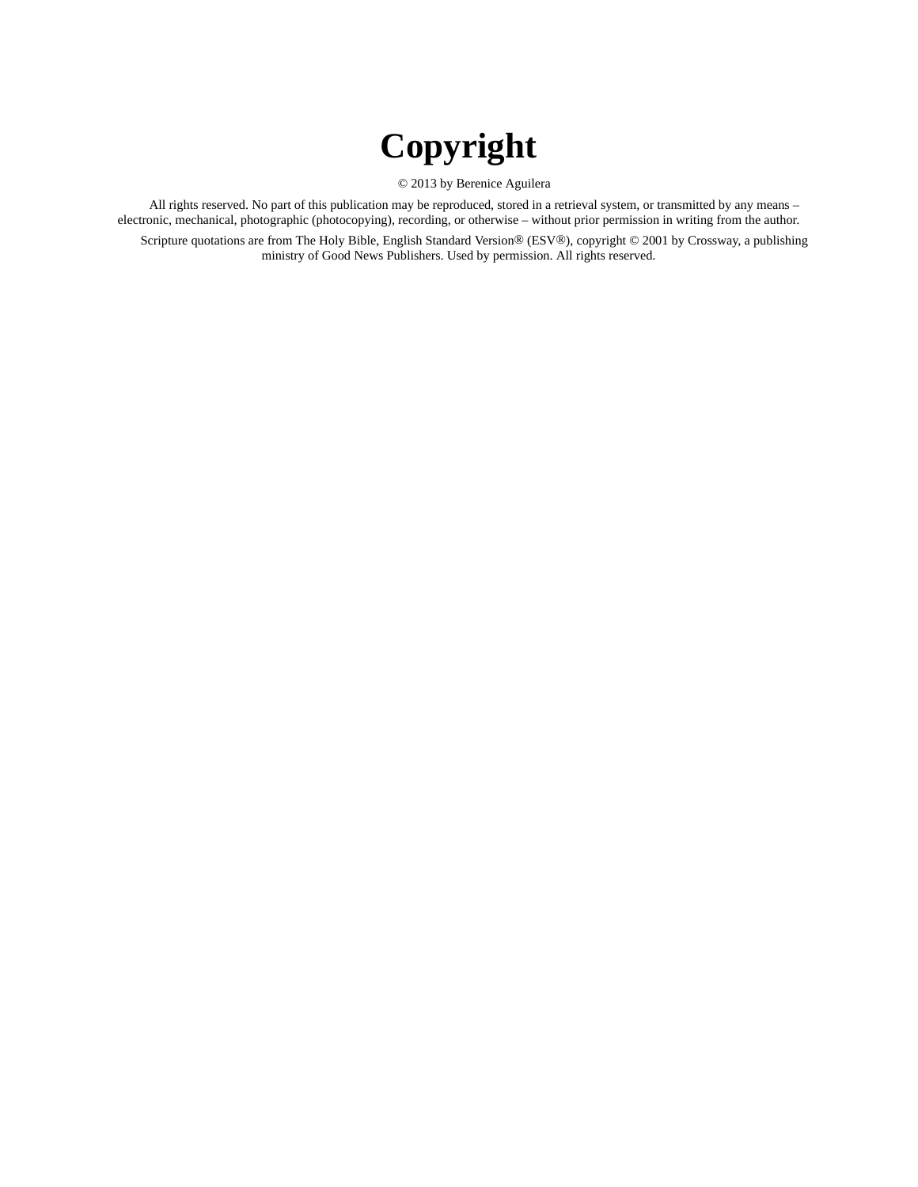# Copyright

© 2013 by Berenice Aguilera

All rights reserved. No part of this publication may be reproduced, stored in a retrieval system, or transmitted by any means – electronic, mechanical, photographic (photocopying), recording, or otherwise – without prior permission in writing from the author.

Scripture quotations are from The Holy Bible, English Standard Version® (ESV®), copyright © 2001 by Crossway, a publishing ministry of Good News Publishers. Used by permission. All rights reserved.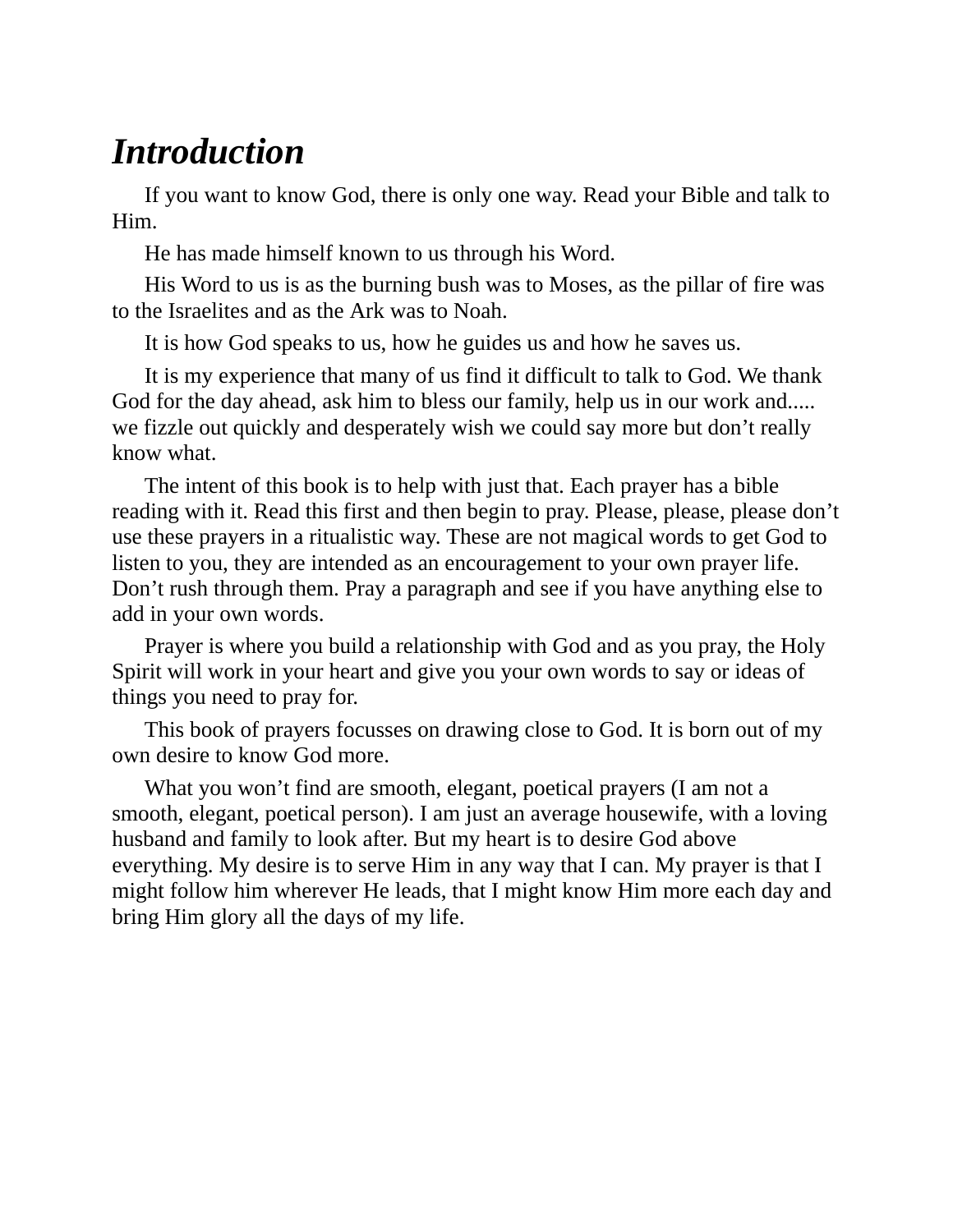# *Introduction*

If you want to know God, there is only one way. Read your Bible and talk to Him.

He has made himself known to us through his Word.

His Word to us is as the burning bush was to Moses, as the pillar of fire was to the Israelites and as the Ark was to Noah.

It is how God speaks to us, how he guides us and how he saves us.

It is my experience that many of us find it difficult to talk to God. We thank God for the day ahead, ask him to bless our family, help us in our work and..... we fizzle out quickly and desperately wish we could say more but don't really know what.

The intent of this book is to help with just that. Each prayer has a bible reading with it. Read this first and then begin to pray. Please, please, please don't use these prayers in a ritualistic way. These are not magical words to get God to listen to you, they are intended as an encouragement to your own prayer life. Don't rush through them. Pray a paragraph and see if you have anything else to add in your own words.

Prayer is where you build a relationship with God and as you pray, the Holy Spirit will work in your heart and give you your own words to say or ideas of things you need to pray for.

This book of prayers focusses on drawing close to God. It is born out of my own desire to know God more.

What you won't find are smooth, elegant, poetical prayers (I am not a smooth, elegant, poetical person). I am just an average housewife, with a loving husband and family to look after. But my heart is to desire God above everything. My desire is to serve Him in any way that I can. My prayer is that I might follow him wherever He leads, that I might know Him more each day and bring Him glory all the days of my life.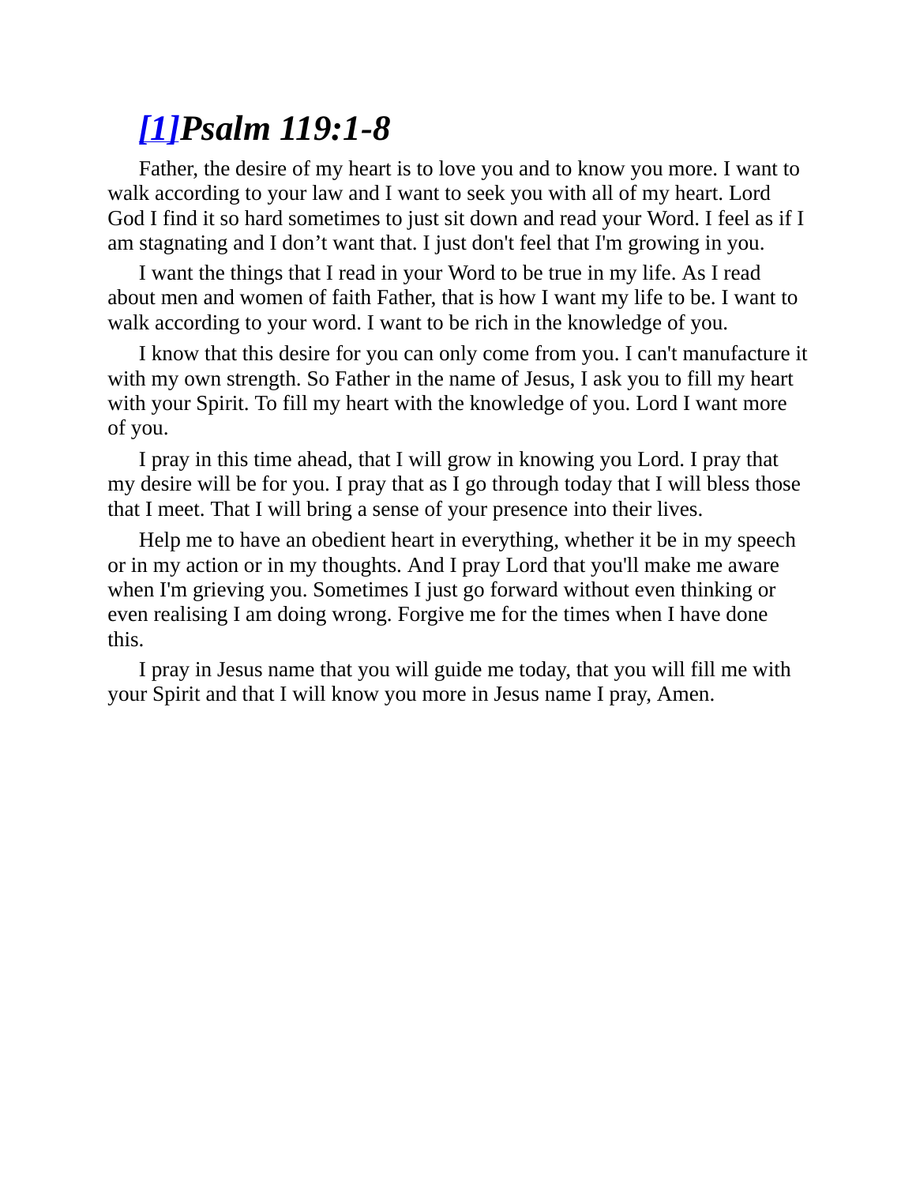## *[1]Psalm 119:1-8*

Father, the desire of my heart is to love you and to know you more. I want to walk according to your law and I want to seek you with all of my heart. Lord God I find it so hard sometimes to just sit down and read your Word. I feel as if I am stagnating and I don’t want that. I just don't feel that I'm growing in you.

I want the things that I read in your Word to be true in my life. As I read about men and women of faith Father, that is how I want my life to be. I want to walk according to your word. I want to be rich in the knowledge of you.

I know that this desire for you can only come from you. I can't manufacture it with my own strength. So Father in the name of Jesus, I ask you to fill my heart with your Spirit. To fill my heart with the knowledge of you. Lord I want more of you.

I pray in this time ahead, that I will grow in knowing you Lord. I pray that my desire will be for you. I pray that as I go through today that I will bless those that I meet. That I will bring a sense of your presence into their lives.

Help me to have an obedient heart in everything, whether it be in my speech or in my action or in my thoughts. And I pray Lord that you'll make me aware when I'm grieving you. Sometimes I just go forward without even thinking or even realising I am doing wrong. Forgive me for the times when I have done this.

I pray in Jesus name that you will guide me today, that you will fill me with your Spirit and that I will know you more in Jesus name I pray, Amen.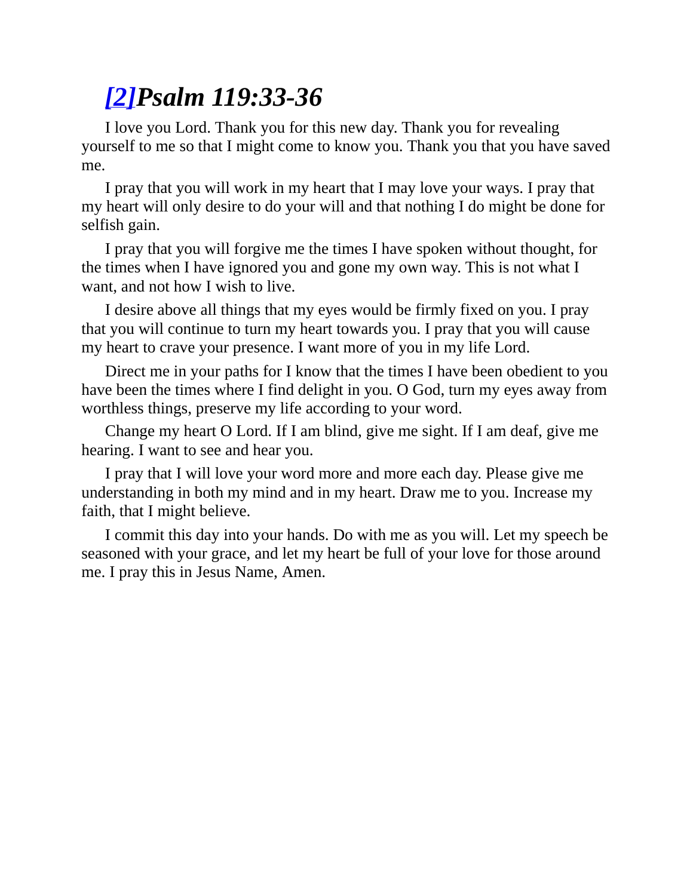## *[2]Psalm 119:33-36*

I love you Lord. Thank you for this new day. Thank you for revealing yourself to me so that I might come to know you. Thank you that you have saved me.

I pray that you will work in my heart that I may love your ways. I pray that my heart will only desire to do your will and that nothing I do might be done for selfish gain.

I pray that you will forgive me the times I have spoken without thought, for the times when I have ignored you and gone my own way. This is not what I want, and not how I wish to live.

I desire above all things that my eyes would be firmly fixed on you. I pray that you will continue to turn my heart towards you. I pray that you will cause my heart to crave your presence. I want more of you in my life Lord.

Direct me in your paths for I know that the times I have been obedient to you have been the times where I find delight in you. O God, turn my eyes away from worthless things, preserve my life according to your word.

Change my heart O Lord. If I am blind, give me sight. If I am deaf, give me hearing. I want to see and hear you.

I pray that I will love your word more and more each day. Please give me understanding in both my mind and in my heart. Draw me to you. Increase my faith, that I might believe.

I commit this day into your hands. Do with me as you will. Let my speech be seasoned with your grace, and let my heart be full of your love for those around me. I pray this in Jesus Name, Amen.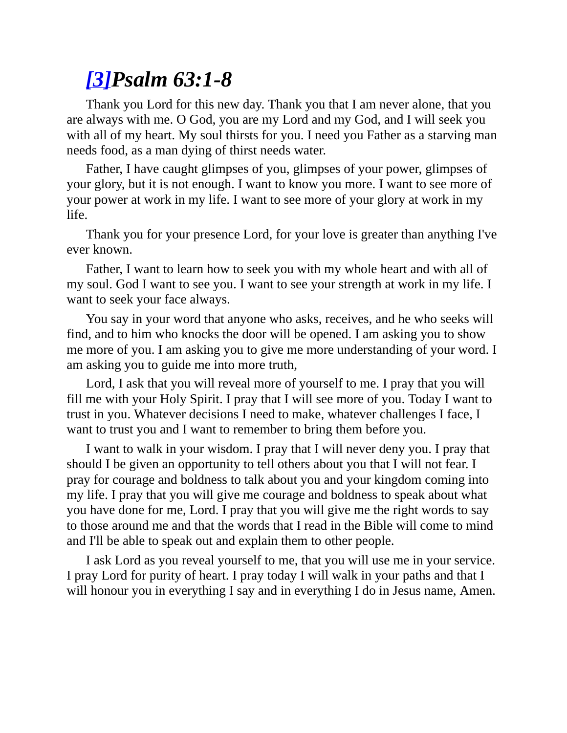## *[3]Psalm 63:1-8*

Thank you Lord for this new day. Thank you that I am never alone, that you are always with me. O God, you are my Lord and my God, and I will seek you with all of my heart. My soul thirsts for you. I need you Father as a starving man needs food, as a man dying of thirst needs water.

Father, I have caught glimpses of you, glimpses of your power, glimpses of your glory, but it is not enough. I want to know you more. I want to see more of your power at work in my life. I want to see more of your glory at work in my life.

Thank you for your presence Lord, for your love is greater than anything I've ever known.

Father, I want to learn how to seek you with my whole heart and with all of my soul. God I want to see you. I want to see your strength at work in my life. I want to seek your face always.

You say in your word that anyone who asks, receives, and he who seeks will find, and to him who knocks the door will be opened. I am asking you to show me more of you. I am asking you to give me more understanding of your word. I am asking you to guide me into more truth,

Lord, I ask that you will reveal more of yourself to me. I pray that you will fill me with your Holy Spirit. I pray that I will see more of you. Today I want to trust in you. Whatever decisions I need to make, whatever challenges I face, I want to trust you and I want to remember to bring them before you.

I want to walk in your wisdom. I pray that I will never deny you. I pray that should I be given an opportunity to tell others about you that I will not fear. I pray for courage and boldness to talk about you and your kingdom coming into my life. I pray that you will give me courage and boldness to speak about what you have done for me, Lord. I pray that you will give me the right words to say to those around me and that the words that I read in the Bible will come to mind and I'll be able to speak out and explain them to other people.

I ask Lord as you reveal yourself to me, that you will use me in your service. I pray Lord for purity of heart. I pray today I will walk in your paths and that I will honour you in everything I say and in everything I do in Jesus name, Amen.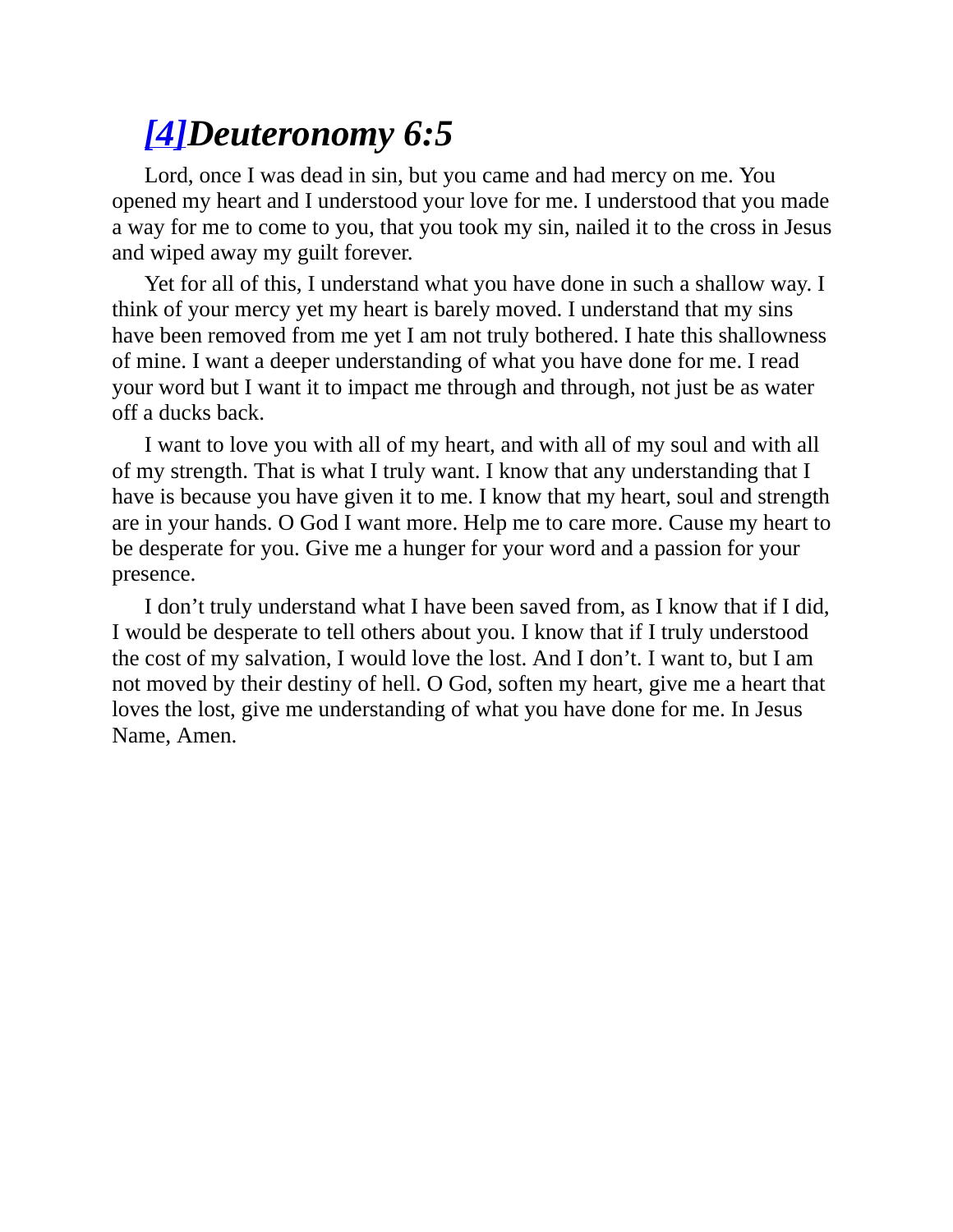## *[4]Deuteronomy 6:5*

Lord, once I was dead in sin, but you came and had mercy on me. You opened my heart and I understood your love for me. I understood that you made a way for me to come to you, that you took my sin, nailed it to the cross in Jesus and wiped away my guilt forever.

Yet for all of this, I understand what you have done in such a shallow way. I think of your mercy yet my heart is barely moved. I understand that my sins have been removed from me yet I am not truly bothered. I hate this shallowness of mine. I want a deeper understanding of what you have done for me. I read your word but I want it to impact me through and through, not just be as water off a ducks back.

I want to love you with all of my heart, and with all of my soul and with all of my strength. That is what I truly want. I know that any understanding that I have is because you have given it to me. I know that my heart, soul and strength are in your hands. O God I want more. Help me to care more. Cause my heart to be desperate for you. Give me a hunger for your word and a passion for your presence.

I don't truly understand what I have been saved from, as I know that if I did, I would be desperate to tell others about you. I know that if I truly understood the cost of my salvation, I would love the lost. And I don't. I want to, but I am not moved by their destiny of hell. O God, soften my heart, give me a heart that loves the lost, give me understanding of what you have done for me. In Jesus Name, Amen.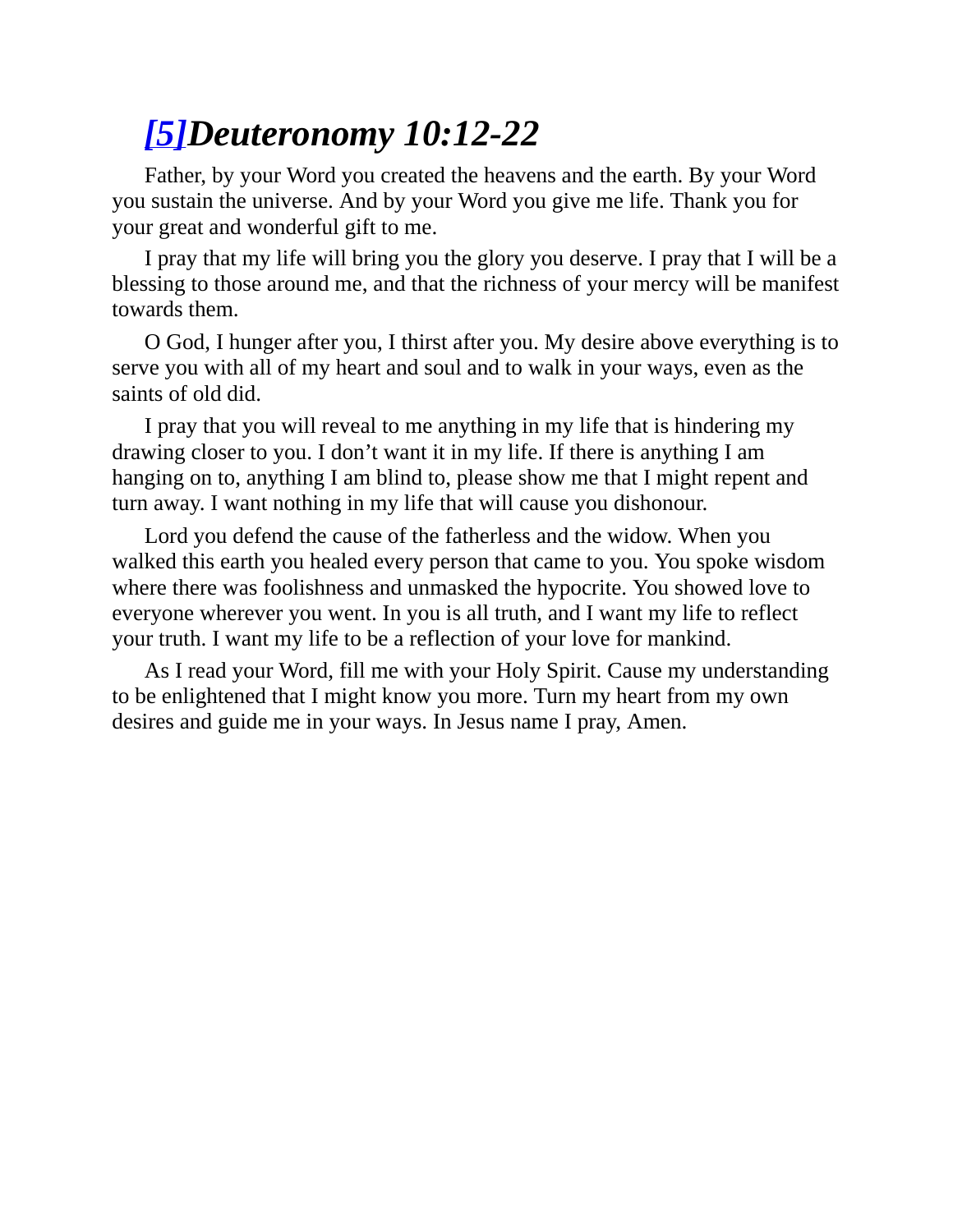## *[5]Deuteronomy 10:12-22*

Father, by your Word you created the heavens and the earth. By your Word you sustain the universe. And by your Word you give me life. Thank you for your great and wonderful gift to me.

I pray that my life will bring you the glory you deserve. I pray that I will be a blessing to those around me, and that the richness of your mercy will be manifest towards them.

O God, I hunger after you, I thirst after you. My desire above everything is to serve you with all of my heart and soul and to walk in your ways, even as the saints of old did.

I pray that you will reveal to me anything in my life that is hindering my drawing closer to you. I don't want it in my life. If there is anything I am hanging on to, anything I am blind to, please show me that I might repent and turn away. I want nothing in my life that will cause you dishonour.

Lord you defend the cause of the fatherless and the widow. When you walked this earth you healed every person that came to you. You spoke wisdom where there was foolishness and unmasked the hypocrite. You showed love to everyone wherever you went. In you is all truth, and I want my life to reflect your truth. I want my life to be a reflection of your love for mankind.

As I read your Word, fill me with your Holy Spirit. Cause my understanding to be enlightened that I might know you more. Turn my heart from my own desires and guide me in your ways. In Jesus name I pray, Amen.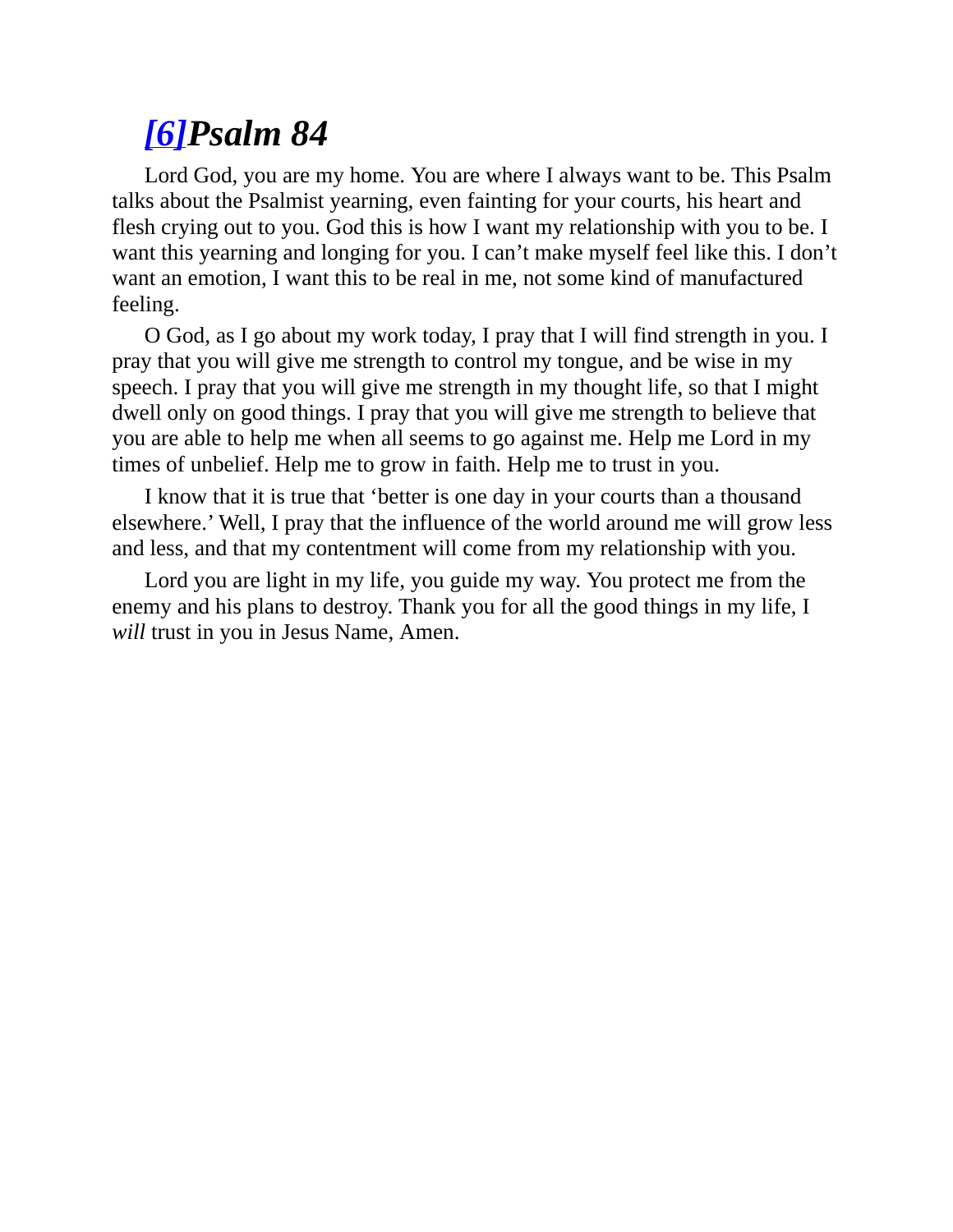## [6]*Psalm 84*

Lord God, you are my home. You are where I always want to be. This Psalm talks about the Psalmist yearning, even fainting for your courts, his heart and flesh crying out to you. God this is how I want my relationship with you to be. I want this yearning and longing for you. I can't make myself feel like this. I don't want an emotion, I want this to be real in me, not some kind of manufactured feeling.

O God, as I go about my work today, I pray that I will find strength in you. I pray that you will give me strength to control my tongue, and be wise in my speech. I pray that you will give me strength in my thought life, so that I might dwell only on good things. I pray that you will give me strength to believe that you are able to help me when all seems to go against me. Help me Lord in my times of unbelief. Help me to grow in faith. Help me to trust in you.

I know that it is true that 'better is one day in your courts than a thousand elsewhere.' Well, I pray that the influence of the world around me will grow less and less, and that my contentment will come from my relationship with you.

Lord you are light in my life, you guide my way. You protect me from the enemy and his plans to destroy. Thank you for all the good things in my life, I *will* trust in you in Jesus Name, Amen.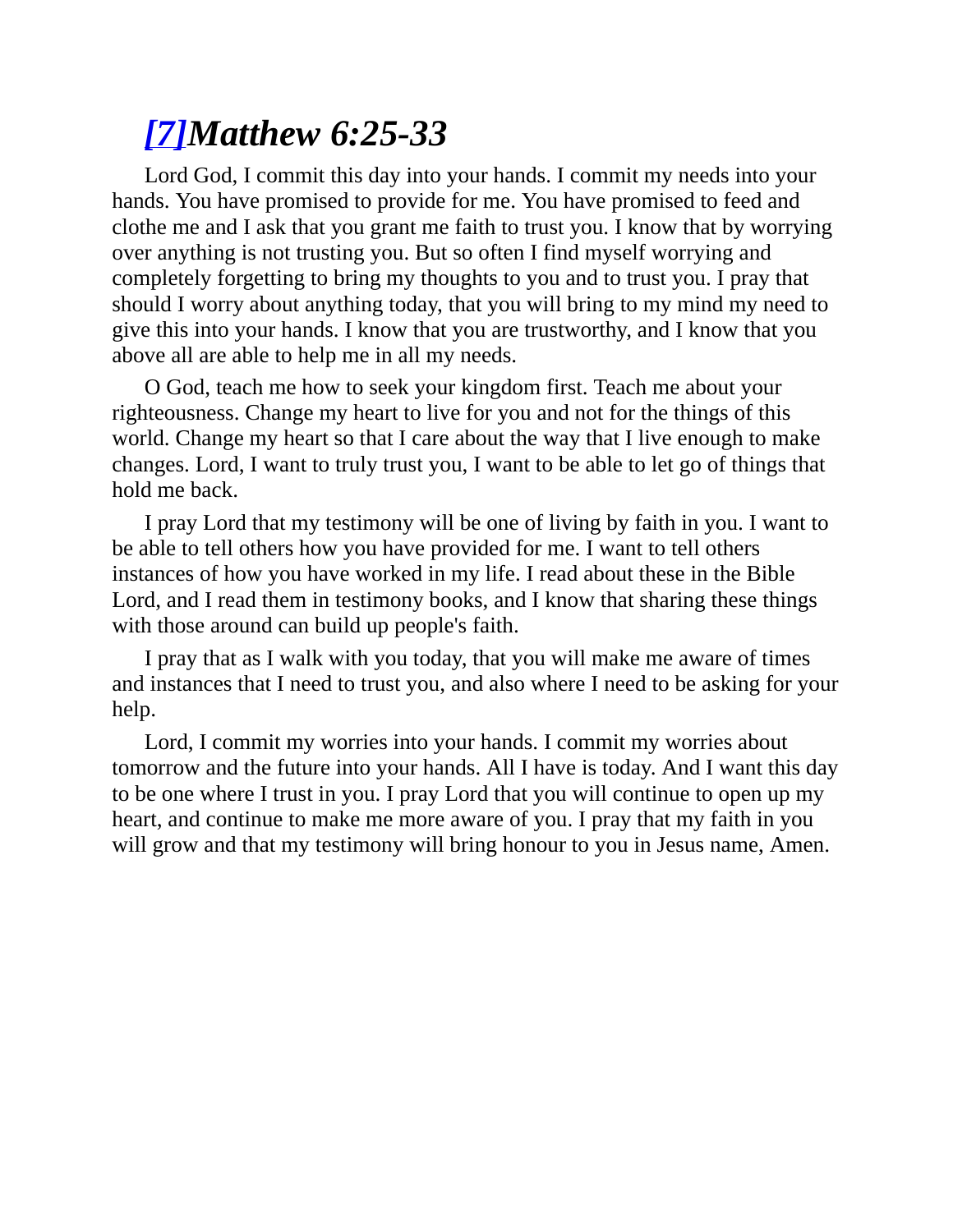## *[7]Matthew 6:25-33*

Lord God, I commit this day into your hands. I commit my needs into your hands. You have promised to provide for me. You have promised to feed and clothe me and I ask that you grant me faith to trust you. I know that by worrying over anything is not trusting you. But so often I find myself worrying and completely forgetting to bring my thoughts to you and to trust you. I pray that should I worry about anything today, that you will bring to my mind my need to give this into your hands. I know that you are trustworthy, and I know that you above all are able to help me in all my needs.

O God, teach me how to seek your kingdom first. Teach me about your righteousness. Change my heart to live for you and not for the things of this world. Change my heart so that I care about the way that I live enough to make changes. Lord, I want to truly trust you, I want to be able to let go of things that hold me back.

I pray Lord that my testimony will be one of living by faith in you. I want to be able to tell others how you have provided for me. I want to tell others instances of how you have worked in my life. I read about these in the Bible Lord, and I read them in testimony books, and I know that sharing these things with those around can build up people's faith.

I pray that as I walk with you today, that you will make me aware of times and instances that I need to trust you, and also where I need to be asking for your help.

Lord, I commit my worries into your hands. I commit my worries about tomorrow and the future into your hands. All I have is today. And I want this day to be one where I trust in you. I pray Lord that you will continue to open up my heart, and continue to make me more aware of you. I pray that my faith in you will grow and that my testimony will bring honour to you in Jesus name, Amen.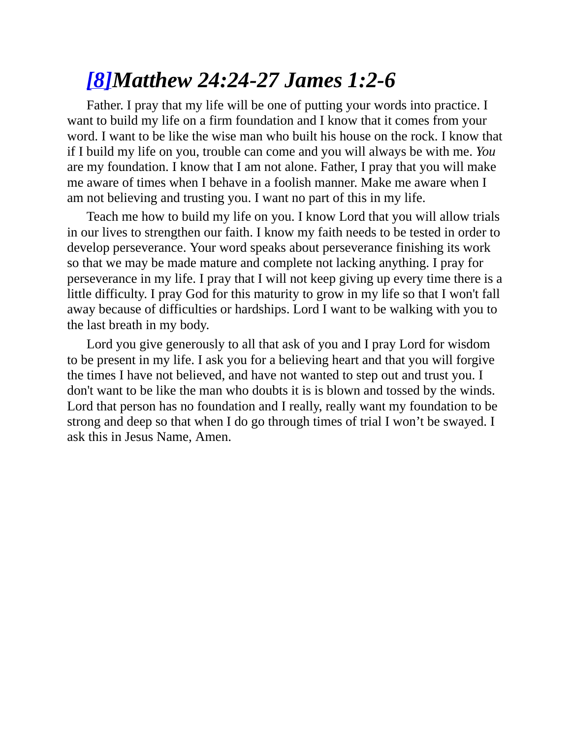## *[8]Matthew 24:24-27 James 1:2-6*

Father. I pray that my life will be one of putting your words into practice. I want to build my life on a firm foundation and I know that it comes from your word. I want to be like the wise man who built his house on the rock. I know that if I build my life on you, trouble can come and you will always be with me. *You* are my foundation. I know that I am not alone. Father, I pray that you will make me aware of times when I behave in a foolish manner. Make me aware when I am not believing and trusting you. I want no part of this in my life.

Teach me how to build my life on you. I know Lord that you will allow trials in our lives to strengthen our faith. I know my faith needs to be tested in order to develop perseverance. Your word speaks about perseverance finishing its work so that we may be made mature and complete not lacking anything. I pray for perseverance in my life. I pray that I will not keep giving up every time there is a little difficulty. I pray God for this maturity to grow in my life so that I won't fall away because of difficulties or hardships. Lord I want to be walking with you to the last breath in my body.

Lord you give generously to all that ask of you and I pray Lord for wisdom to be present in my life. I ask you for a believing heart and that you will forgive the times I have not believed, and have not wanted to step out and trust you. I don't want to be like the man who doubts it is is blown and tossed by the winds. Lord that person has no foundation and I really, really want my foundation to be strong and deep so that when I do go through times of trial I won't be swayed. I ask this in Jesus Name, Amen.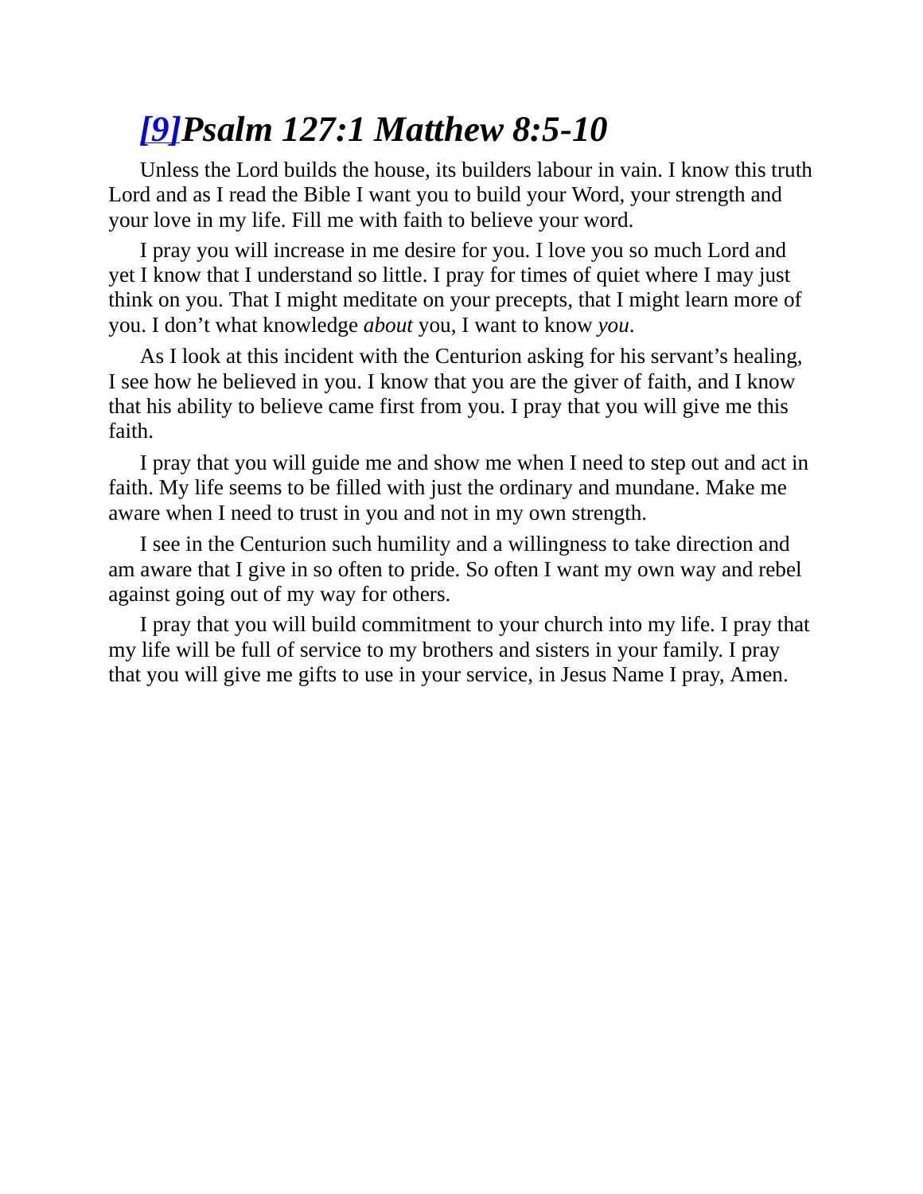# *[9]Psalm 127:1 Matthew 8:5-10*

Unless the Lord builds the house, its builders labour in vain. I know this truth Lord and as I read the Bible I want you to build your Word, your strength and your love in my life. Fill me with faith to believe your word.

I pray you will increase in me desire for you. I love you so much Lord and yet I know that I understand so little. I pray for times of quiet where I may just think on you. That I might meditate on your precepts, that I might learn more of you. I don't what knowledge *about* you, I want to know *you*.

As I look at this incident with the Centurion asking for his servant's healing, I see how he believed in you. I know that you are the giver of faith, and I know that his ability to believe came first from you. I pray that you will give me this faith.

I pray that you will guide me and show me when I need to step out and act in faith. My life seems to be filled with just the ordinary and mundane. Make me aware when I need to trust in you and not in my own strength.

I see in the Centurion such humility and a willingness to take direction and am aware that I give in so often to pride. So often I want my own way and rebel against going out of my way for others.

I pray that you will build commitment to your church into my life. I pray that my life will be full of service to my brothers and sisters in your family. I pray that you will give me gifts to use in your service, in Jesus Name I pray, Amen.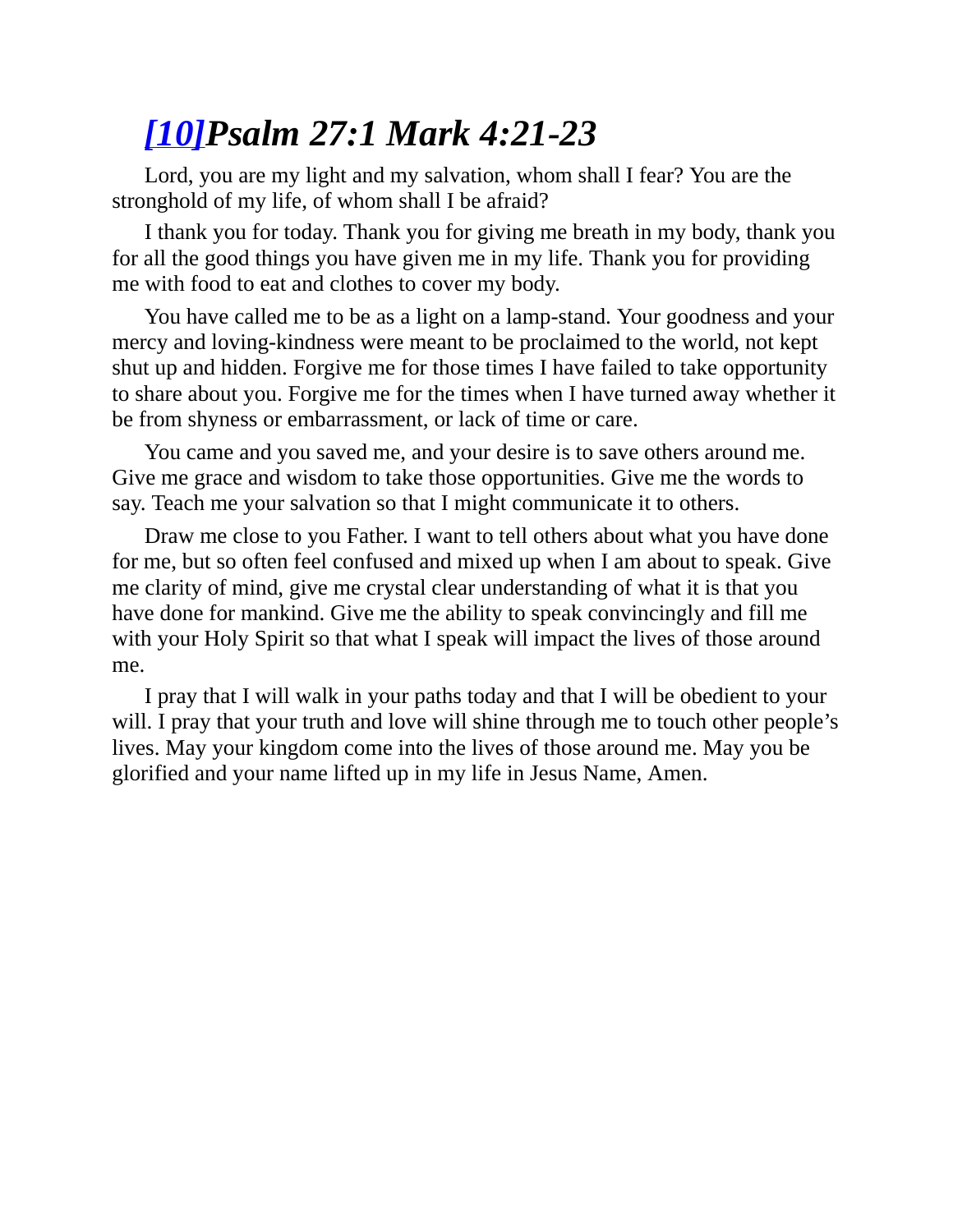## *[10]Psalm 27:1 Mark 4:21-23*

Lord, you are my light and my salvation, whom shall I fear? You are the stronghold of my life, of whom shall I be afraid?

I thank you for today. Thank you for giving me breath in my body, thank you for all the good things you have given me in my life. Thank you for providing me with food to eat and clothes to cover my body.

You have called me to be as a light on a lamp-stand. Your goodness and your mercy and loving-kindness were meant to be proclaimed to the world, not kept shut up and hidden. Forgive me for those times I have failed to take opportunity to share about you. Forgive me for the times when I have turned away whether it be from shyness or embarrassment, or lack of time or care.

You came and you saved me, and your desire is to save others around me. Give me grace and wisdom to take those opportunities. Give me the words to say. Teach me your salvation so that I might communicate it to others.

Draw me close to you Father. I want to tell others about what you have done for me, but so often feel confused and mixed up when I am about to speak. Give me clarity of mind, give me crystal clear understanding of what it is that you have done for mankind. Give me the ability to speak convincingly and fill me with your Holy Spirit so that what I speak will impact the lives of those around me.

I pray that I will walk in your paths today and that I will be obedient to your will. I pray that your truth and love will shine through me to touch other people's lives. May your kingdom come into the lives of those around me. May you be glorified and your name lifted up in my life in Jesus Name, Amen.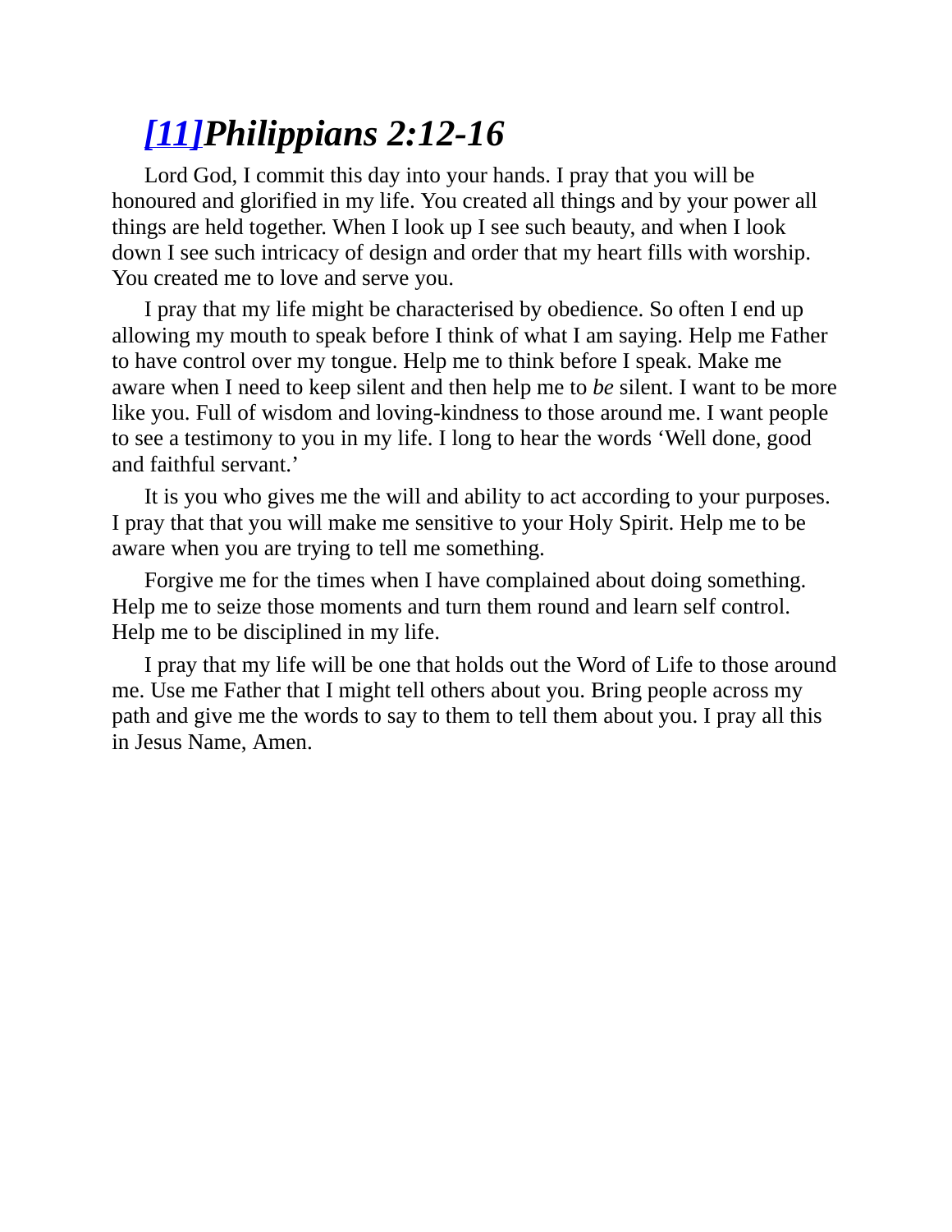## *[11]Philippians 2:12-16*

Lord God, I commit this day into your hands. I pray that you will be honoured and glorified in my life. You created all things and by your power all things are held together. When I look up I see such beauty, and when I look down I see such intricacy of design and order that my heart fills with worship. You created me to love and serve you.

I pray that my life might be characterised by obedience. So often I end up allowing my mouth to speak before I think of what I am saying. Help me Father to have control over my tongue. Help me to think before I speak. Make me aware when I need to keep silent and then help me to *be* silent. I want to be more like you. Full of wisdom and loving-kindness to those around me. I want people to see a testimony to you in my life. I long to hear the words 'Well done, good and faithful servant.'

It is you who gives me the will and ability to act according to your purposes. I pray that that you will make me sensitive to your Holy Spirit. Help me to be aware when you are trying to tell me something.

Forgive me for the times when I have complained about doing something. Help me to seize those moments and turn them round and learn self control. Help me to be disciplined in my life.

I pray that my life will be one that holds out the Word of Life to those around me. Use me Father that I might tell others about you. Bring people across my path and give me the words to say to them to tell them about you. I pray all this in Jesus Name, Amen.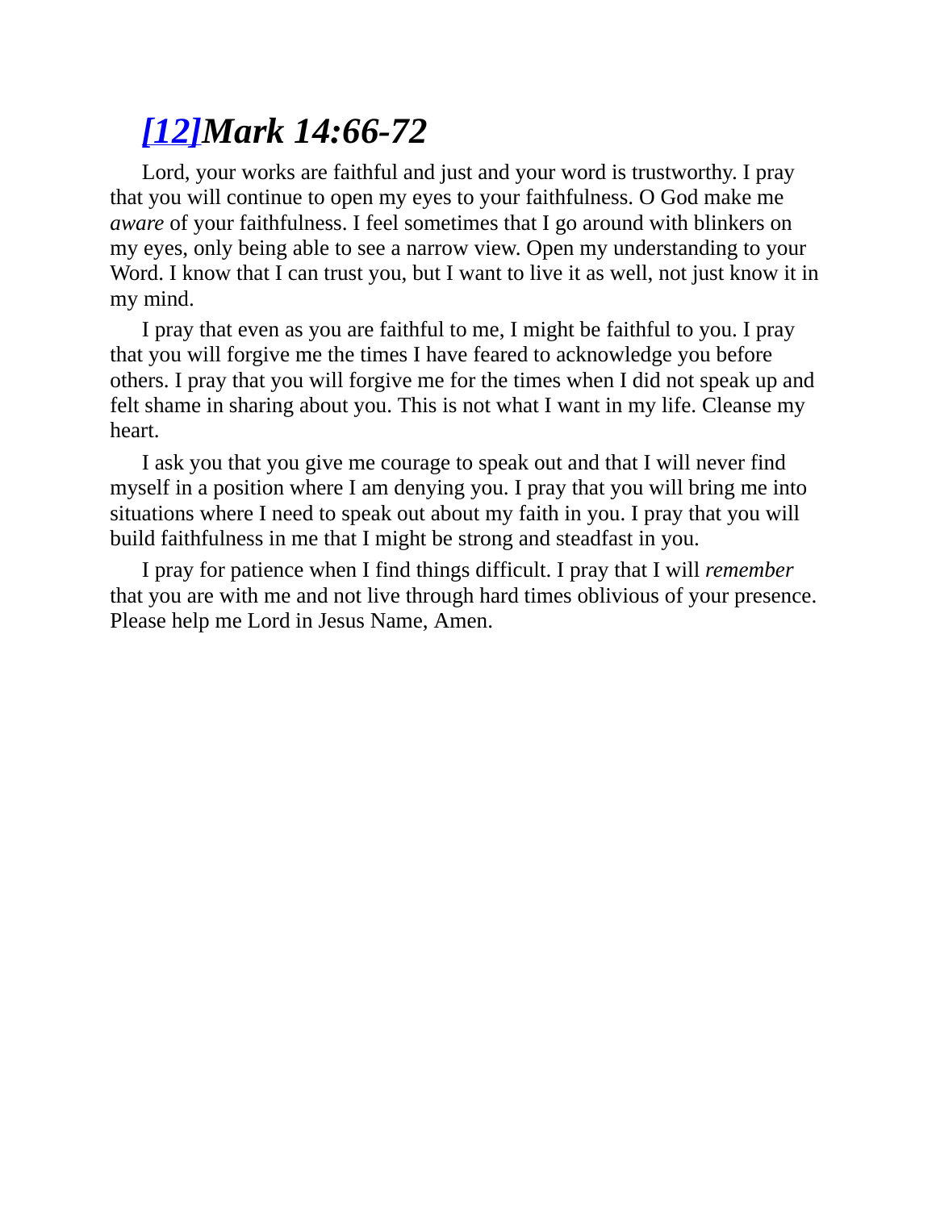## [12]*Mark 14:66-72*

Lord, your works are faithful and just and your word is trustworthy. I pray that you will continue to open my eyes to your faithfulness. O God make me *aware* of your faithfulness. I feel sometimes that I go around with blinkers on my eyes, only being able to see a narrow view. Open my understanding to your Word. I know that I can trust you, but I want to live it as well, not just know it in my mind.

I pray that even as you are faithful to me, I might be faithful to you. I pray that you will forgive me the times I have feared to acknowledge you before others. I pray that you will forgive me for the times when I did not speak up and felt shame in sharing about you. This is not what I want in my life. Cleanse my heart.

I ask you that you give me courage to speak out and that I will never find myself in a position where I am denying you. I pray that you will bring me into situations where I need to speak out about my faith in you. I pray that you will build faithfulness in me that I might be strong and steadfast in you.

I pray for patience when I find things difficult. I pray that I will *remember* that you are with me and not live through hard times oblivious of your presence. Please help me Lord in Jesus Name, Amen.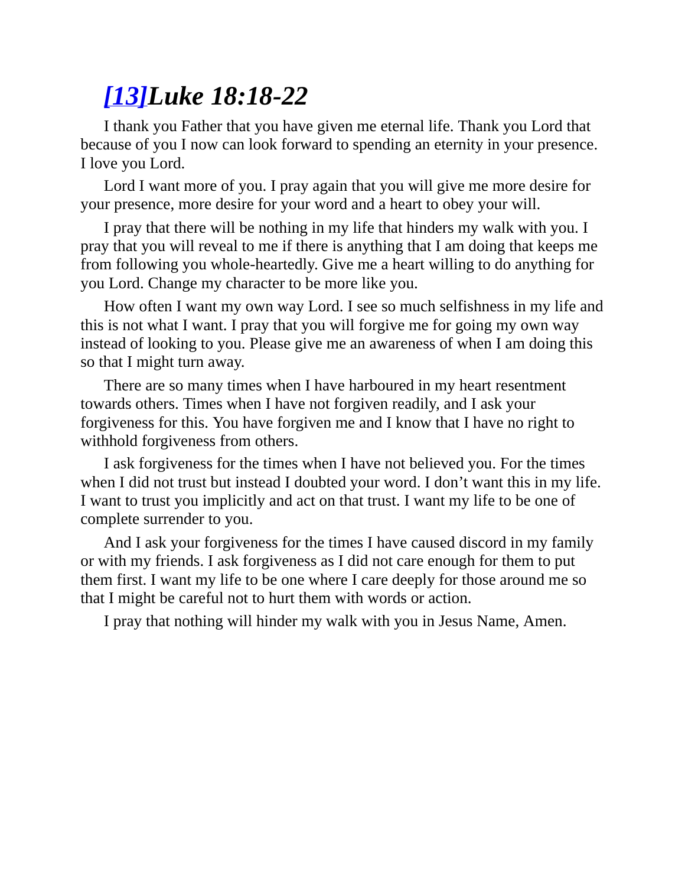## *[13]Luke 18:18-22*

I thank you Father that you have given me eternal life. Thank you Lord that because of you I now can look forward to spending an eternity in your presence. I love you Lord.

Lord I want more of you. I pray again that you will give me more desire for your presence, more desire for your word and a heart to obey your will.

I pray that there will be nothing in my life that hinders my walk with you. I pray that you will reveal to me if there is anything that I am doing that keeps me from following you whole-heartedly. Give me a heart willing to do anything for you Lord. Change my character to be more like you.

How often I want my own way Lord. I see so much selfishness in my life and this is not what I want. I pray that you will forgive me for going my own way instead of looking to you. Please give me an awareness of when I am doing this so that I might turn away.

There are so many times when I have harboured in my heart resentment towards others. Times when I have not forgiven readily, and I ask your forgiveness for this. You have forgiven me and I know that I have no right to withhold forgiveness from others.

I ask forgiveness for the times when I have not believed you. For the times when I did not trust but instead I doubted your word. I don’t want this in my life. I want to trust you implicitly and act on that trust. I want my life to be one of complete surrender to you.

And I ask your forgiveness for the times I have caused discord in my family or with my friends. I ask forgiveness as I did not care enough for them to put them first. I want my life to be one where I care deeply for those around me so that I might be careful not to hurt them with words or action.

I pray that nothing will hinder my walk with you in Jesus Name, Amen.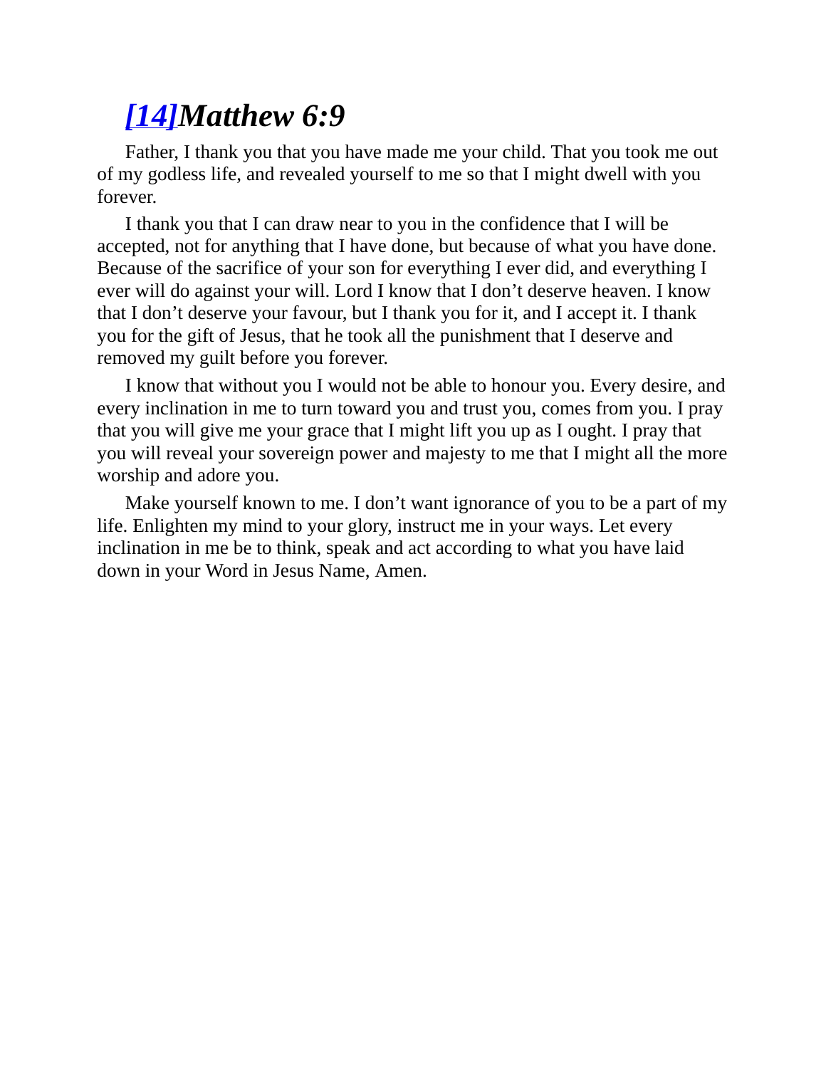## *[14]Matthew 6:9*

Father, I thank you that you have made me your child. That you took me out of my godless life, and revealed yourself to me so that I might dwell with you forever.

I thank you that I can draw near to you in the confidence that I will be accepted, not for anything that I have done, but because of what you have done. Because of the sacrifice of your son for everything I ever did, and everything I ever will do against your will. Lord I know that I don't deserve heaven. I know that I don't deserve your favour, but I thank you for it, and I accept it. I thank you for the gift of Jesus, that he took all the punishment that I deserve and removed my guilt before you forever.

I know that without you I would not be able to honour you. Every desire, and every inclination in me to turn toward you and trust you, comes from you. I pray that you will give me your grace that I might lift you up as I ought. I pray that you will reveal your sovereign power and majesty to me that I might all the more worship and adore you.

Make yourself known to me. I don't want ignorance of you to be a part of my life. Enlighten my mind to your glory, instruct me in your ways. Let every inclination in me be to think, speak and act according to what you have laid down in your Word in Jesus Name, Amen.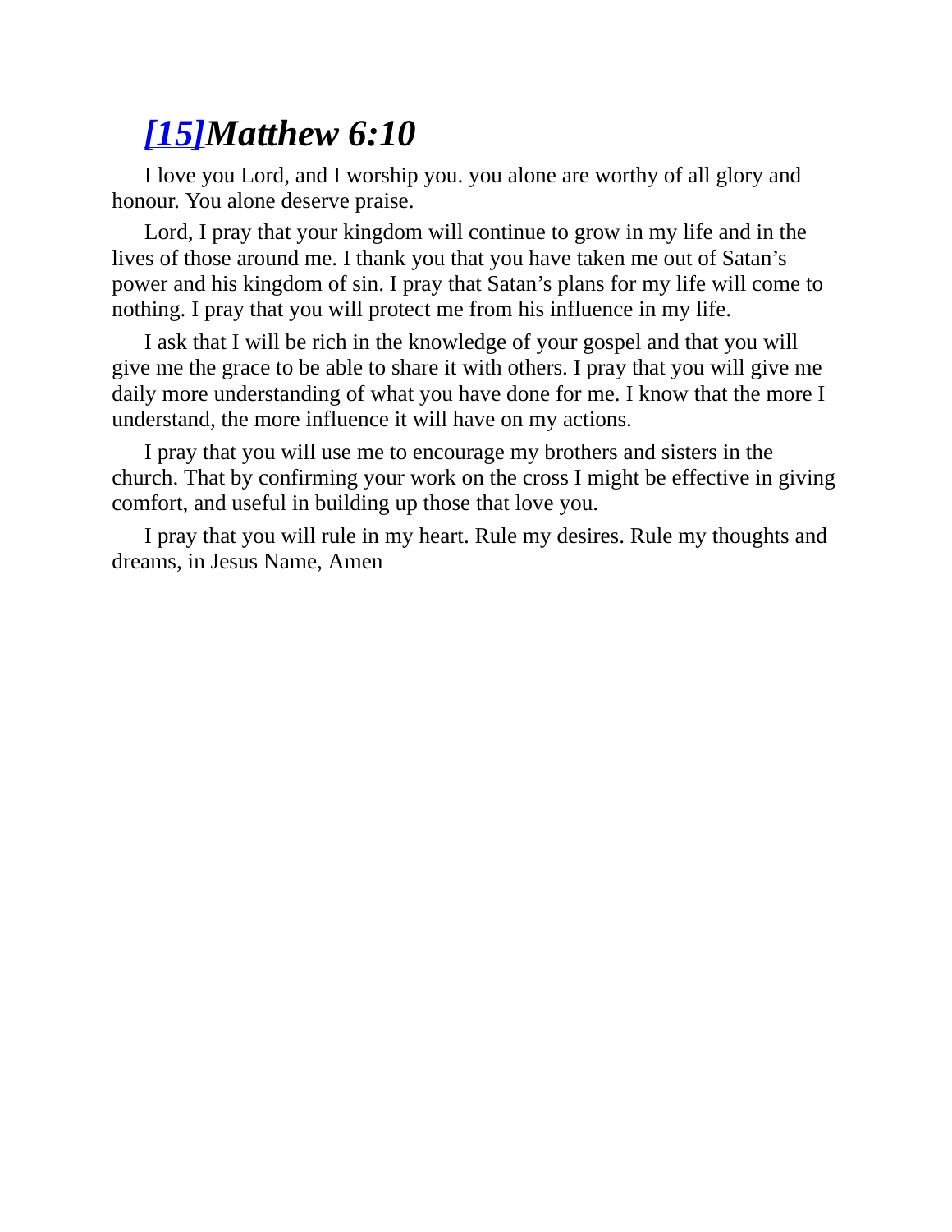## *[15]Matthew 6:10*

I love you Lord, and I worship you. you alone are worthy of all glory and honour. You alone deserve praise.

Lord, I pray that your kingdom will continue to grow in my life and in the lives of those around me. I thank you that you have taken me out of Satan's power and his kingdom of sin. I pray that Satan's plans for my life will come to nothing. I pray that you will protect me from his influence in my life.

I ask that I will be rich in the knowledge of your gospel and that you will give me the grace to be able to share it with others. I pray that you will give me daily more understanding of what you have done for me. I know that the more I understand, the more influence it will have on my actions.

I pray that you will use me to encourage my brothers and sisters in the church. That by confirming your work on the cross I might be effective in giving comfort, and useful in building up those that love you.

I pray that you will rule in my heart. Rule my desires. Rule my thoughts and dreams, in Jesus Name, Amen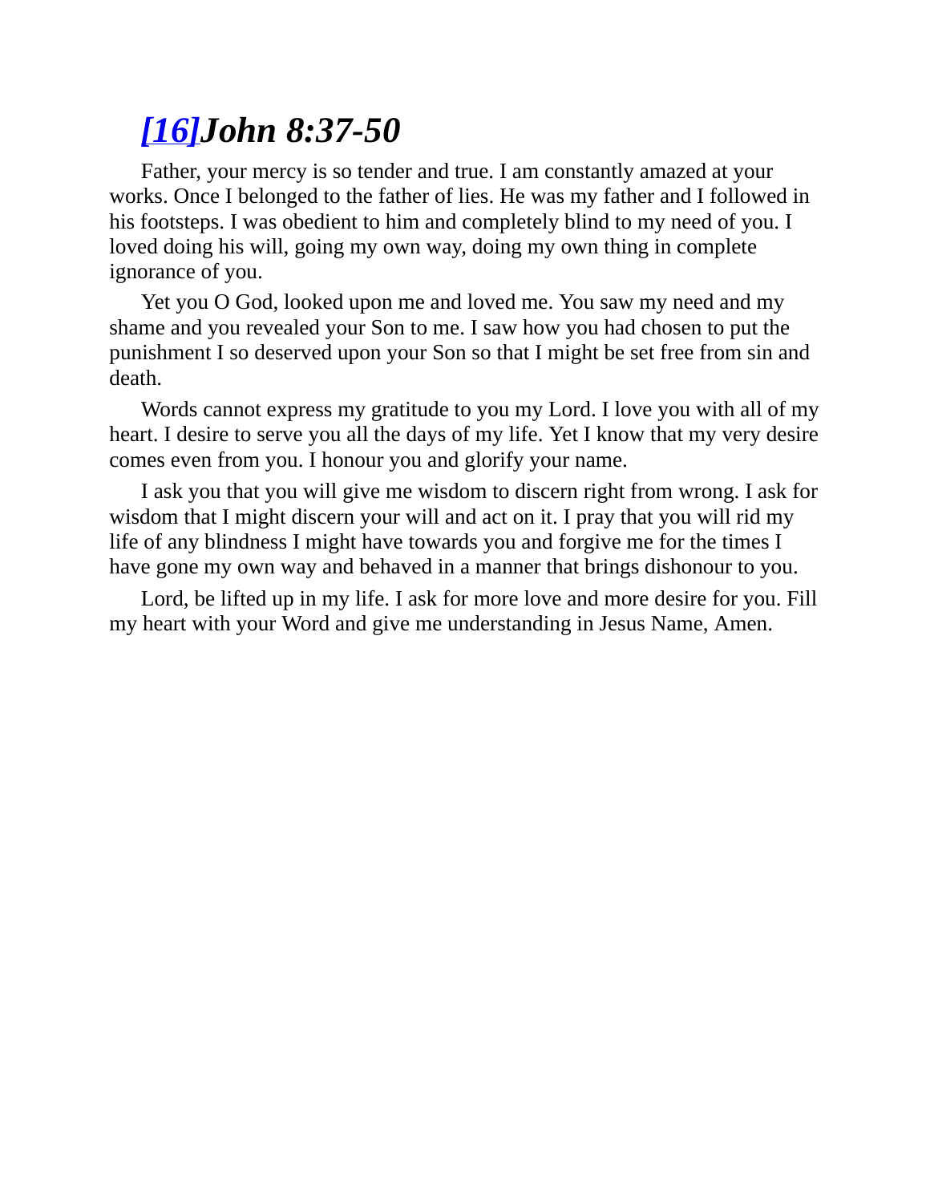## *[16]John 8:37-50*

Father, your mercy is so tender and true. I am constantly amazed at your works. Once I belonged to the father of lies. He was my father and I followed in his footsteps. I was obedient to him and completely blind to my need of you. I loved doing his will, going my own way, doing my own thing in complete ignorance of you.

Yet you O God, looked upon me and loved me. You saw my need and my shame and you revealed your Son to me. I saw how you had chosen to put the punishment I so deserved upon your Son so that I might be set free from sin and death.

Words cannot express my gratitude to you my Lord. I love you with all of my heart. I desire to serve you all the days of my life. Yet I know that my very desire comes even from you. I honour you and glorify your name.

I ask you that you will give me wisdom to discern right from wrong. I ask for wisdom that I might discern your will and act on it. I pray that you will rid my life of any blindness I might have towards you and forgive me for the times I have gone my own way and behaved in a manner that brings dishonour to you.

Lord, be lifted up in my life. I ask for more love and more desire for you. Fill my heart with your Word and give me understanding in Jesus Name, Amen.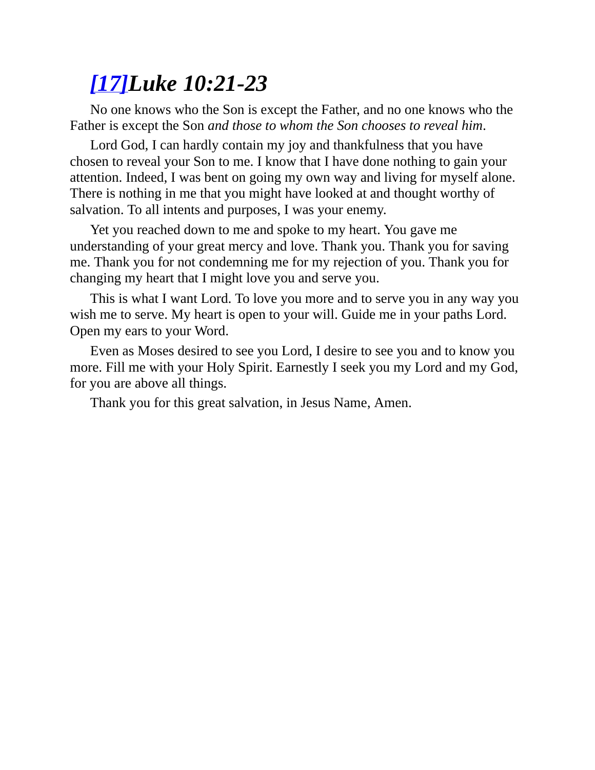## *[17]Luke 10:21-23*

No one knows who the Son is except the Father, and no one knows who the Father is except the Son *and those to whom the Son chooses to reveal him*.

Lord God, I can hardly contain my joy and thankfulness that you have chosen to reveal your Son to me. I know that I have done nothing to gain your attention. Indeed, I was bent on going my own way and living for myself alone. There is nothing in me that you might have looked at and thought worthy of salvation. To all intents and purposes, I was your enemy.

Yet you reached down to me and spoke to my heart. You gave me understanding of your great mercy and love. Thank you. Thank you for saving me. Thank you for not condemning me for my rejection of you. Thank you for changing my heart that I might love you and serve you.

This is what I want Lord. To love you more and to serve you in any way you wish me to serve. My heart is open to your will. Guide me in your paths Lord. Open my ears to your Word.

Even as Moses desired to see you Lord, I desire to see you and to know you more. Fill me with your Holy Spirit. Earnestly I seek you my Lord and my God, for you are above all things.

Thank you for this great salvation, in Jesus Name, Amen.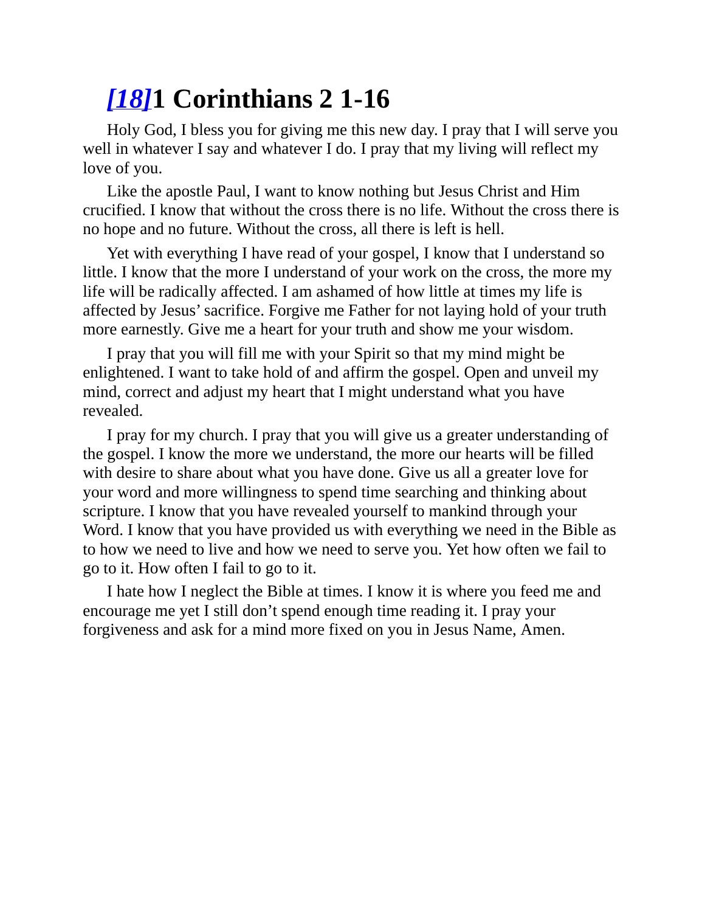# [18]1 Corinthians 2 1-16

Holy God, I bless you for giving me this new day. I pray that I will serve you well in whatever I say and whatever I do. I pray that my living will reflect my love of you.

Like the apostle Paul, I want to know nothing but Jesus Christ and Him crucified. I know that without the cross there is no life. Without the cross there is no hope and no future. Without the cross, all there is left is hell.

Yet with everything I have read of your gospel, I know that I understand so little. I know that the more I understand of your work on the cross, the more my life will be radically affected. I am ashamed of how little at times my life is affected by Jesus' sacrifice. Forgive me Father for not laying hold of your truth more earnestly. Give me a heart for your truth and show me your wisdom.

I pray that you will fill me with your Spirit so that my mind might be enlightened. I want to take hold of and affirm the gospel. Open and unveil my mind, correct and adjust my heart that I might understand what you have revealed.

I pray for my church. I pray that you will give us a greater understanding of the gospel. I know the more we understand, the more our hearts will be filled with desire to share about what you have done. Give us all a greater love for your word and more willingness to spend time searching and thinking about scripture. I know that you have revealed yourself to mankind through your Word. I know that you have provided us with everything we need in the Bible as to how we need to live and how we need to serve you. Yet how often we fail to go to it. How often I fail to go to it.

I hate how I neglect the Bible at times. I know it is where you feed me and encourage me yet I still don't spend enough time reading it. I pray your forgiveness and ask for a mind more fixed on you in Jesus Name, Amen.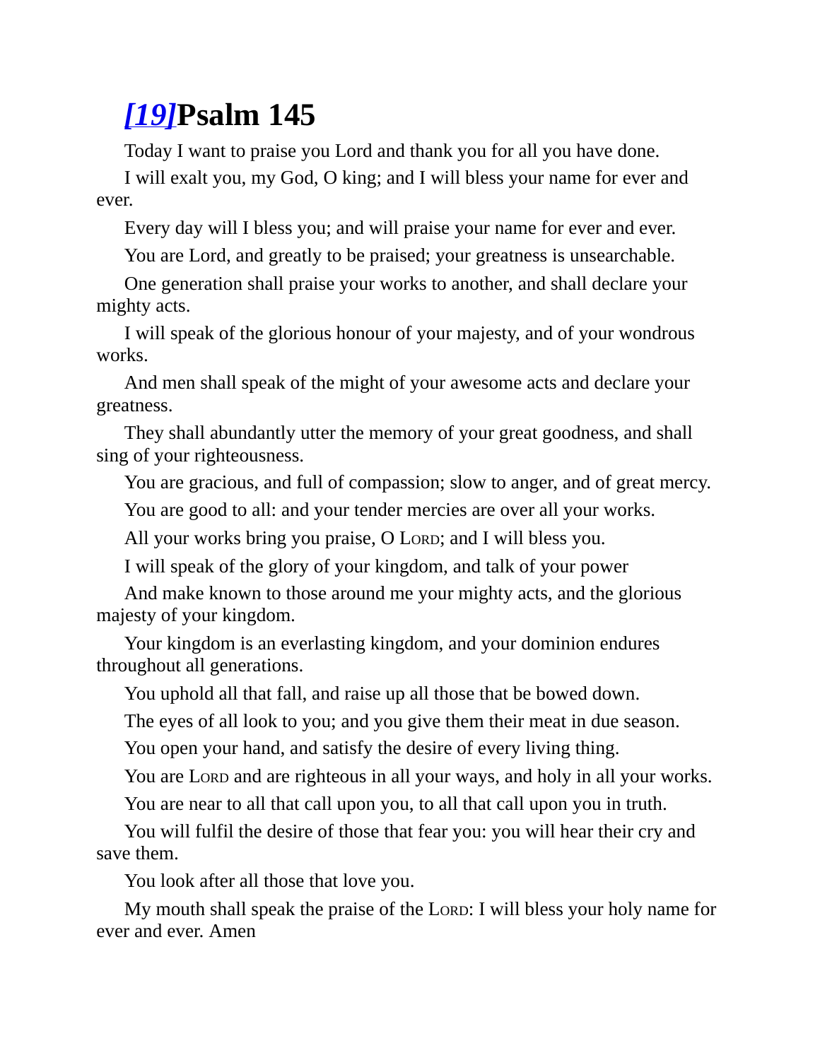# *[19]*Psalm 145

Today I want to praise you Lord and thank you for all you have done.

I will exalt you, my God, O king; and I will bless your name for ever and ever.

Every day will I bless you; and will praise your name for ever and ever.

You are Lord, and greatly to be praised; your greatness is unsearchable.

One generation shall praise your works to another, and shall declare your mighty acts.

I will speak of the glorious honour of your majesty, and of your wondrous works.

And men shall speak of the might of your awesome acts and declare your greatness.

They shall abundantly utter the memory of your great goodness, and shall sing of your righteousness.

You are gracious, and full of compassion; slow to anger, and of great mercy.

You are good to all: and your tender mercies are over all your works.

All your works bring you praise, O LORD; and I will bless you.

I will speak of the glory of your kingdom, and talk of your power

And make known to those around me your mighty acts, and the glorious majesty of your kingdom.

Your kingdom is an everlasting kingdom, and your dominion endures throughout all generations.

You uphold all that fall, and raise up all those that be bowed down.

The eyes of all look to you; and you give them their meat in due season.

You open your hand, and satisfy the desire of every living thing.

You are LORD and are righteous in all your ways, and holy in all your works.

You are near to all that call upon you, to all that call upon you in truth.

You will fulfil the desire of those that fear you: you will hear their cry and save them.

You look after all those that love you.

My mouth shall speak the praise of the LORD: I will bless your holy name for ever and ever. Amen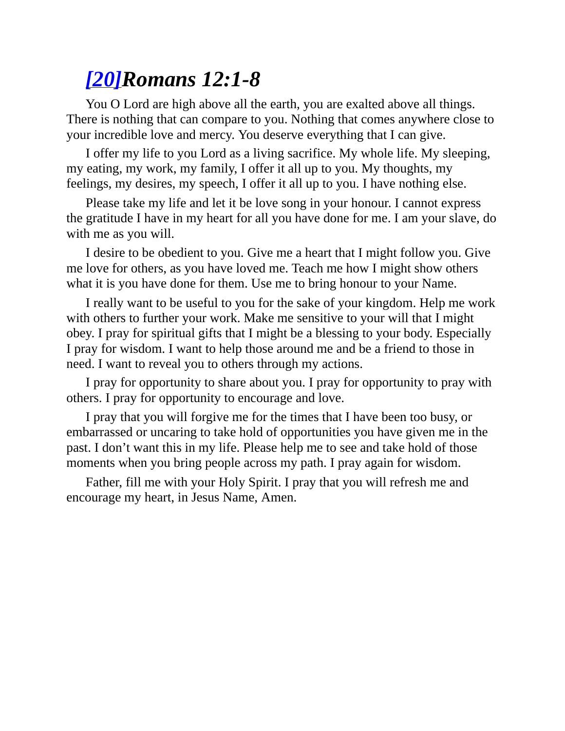## [20]*Romans 12:1-8*

You O Lord are high above all the earth, you are exalted above all things. There is nothing that can compare to you. Nothing that comes anywhere close to your incredible love and mercy. You deserve everything that I can give.

I offer my life to you Lord as a living sacrifice. My whole life. My sleeping, my eating, my work, my family, I offer it all up to you. My thoughts, my feelings, my desires, my speech, I offer it all up to you. I have nothing else.

Please take my life and let it be love song in your honour. I cannot express the gratitude I have in my heart for all you have done for me. I am your slave, do with me as you will.

I desire to be obedient to you. Give me a heart that I might follow you. Give me love for others, as you have loved me. Teach me how I might show others what it is you have done for them. Use me to bring honour to your Name.

I really want to be useful to you for the sake of your kingdom. Help me work with others to further your work. Make me sensitive to your will that I might obey. I pray for spiritual gifts that I might be a blessing to your body. Especially I pray for wisdom. I want to help those around me and be a friend to those in need. I want to reveal you to others through my actions.

I pray for opportunity to share about you. I pray for opportunity to pray with others. I pray for opportunity to encourage and love.

I pray that you will forgive me for the times that I have been too busy, or embarrassed or uncaring to take hold of opportunities you have given me in the past. I don't want this in my life. Please help me to see and take hold of those moments when you bring people across my path. I pray again for wisdom.

Father, fill me with your Holy Spirit. I pray that you will refresh me and encourage my heart, in Jesus Name, Amen.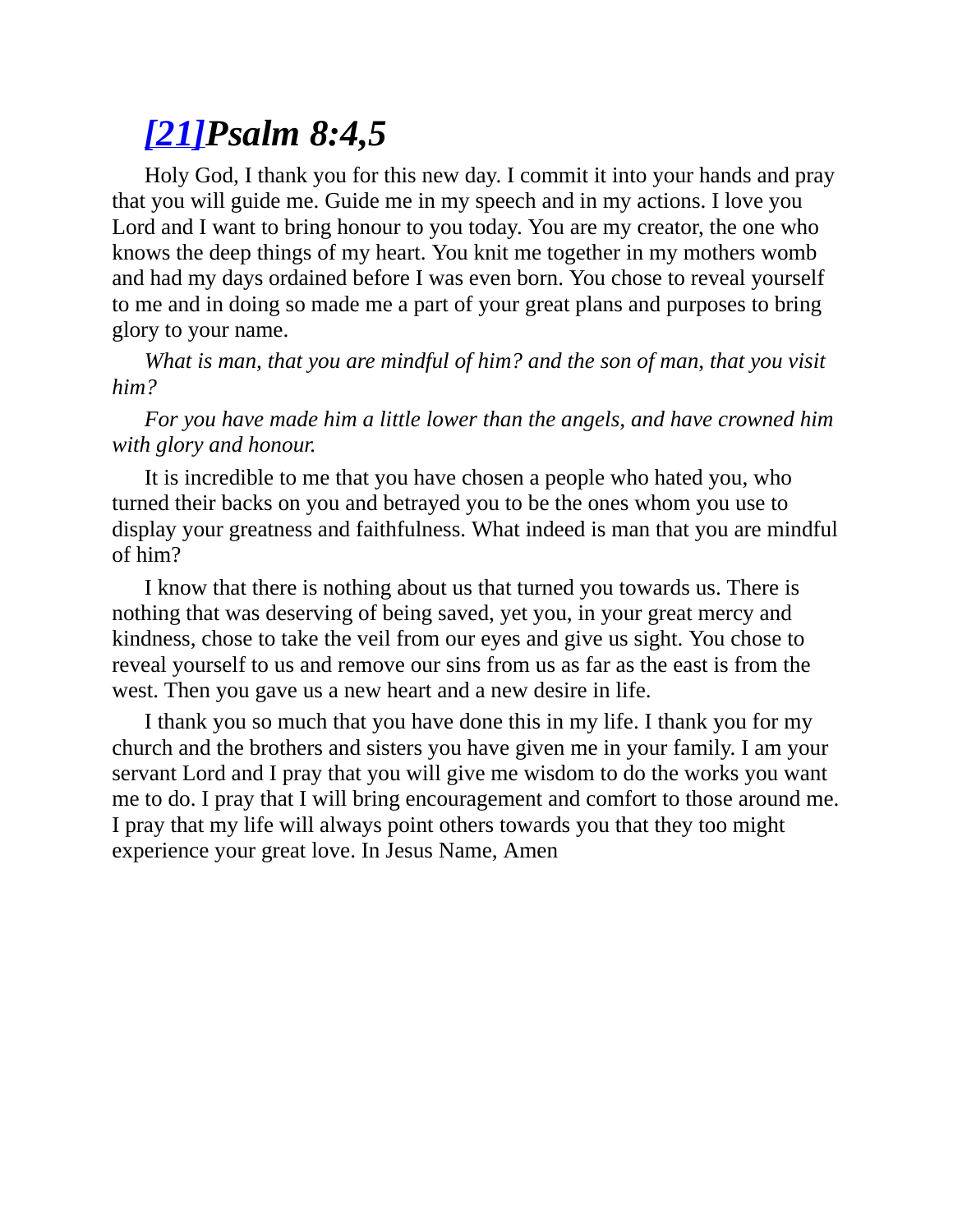## [21]*Psalm 8:4,5*

Holy God, I thank you for this new day. I commit it into your hands and pray that you will guide me. Guide me in my speech and in my actions. I love you Lord and I want to bring honour to you today. You are my creator, the one who knows the deep things of my heart. You knit me together in my mothers womb and had my days ordained before I was even born. You chose to reveal yourself to me and in doing so made me a part of your great plans and purposes to bring glory to your name.

*What is man, that you are mindful of him? and the son of man, that you visit him?*

*For you have made him a little lower than the angels, and have crowned him with glory and honour.*

It is incredible to me that you have chosen a people who hated you, who turned their backs on you and betrayed you to be the ones whom you use to display your greatness and faithfulness. What indeed is man that you are mindful of him?

I know that there is nothing about us that turned you towards us. There is nothing that was deserving of being saved, yet you, in your great mercy and kindness, chose to take the veil from our eyes and give us sight. You chose to reveal yourself to us and remove our sins from us as far as the east is from the west. Then you gave us a new heart and a new desire in life.

I thank you so much that you have done this in my life. I thank you for my church and the brothers and sisters you have given me in your family. I am your servant Lord and I pray that you will give me wisdom to do the works you want me to do. I pray that I will bring encouragement and comfort to those around me. I pray that my life will always point others towards you that they too might experience your great love. In Jesus Name, Amen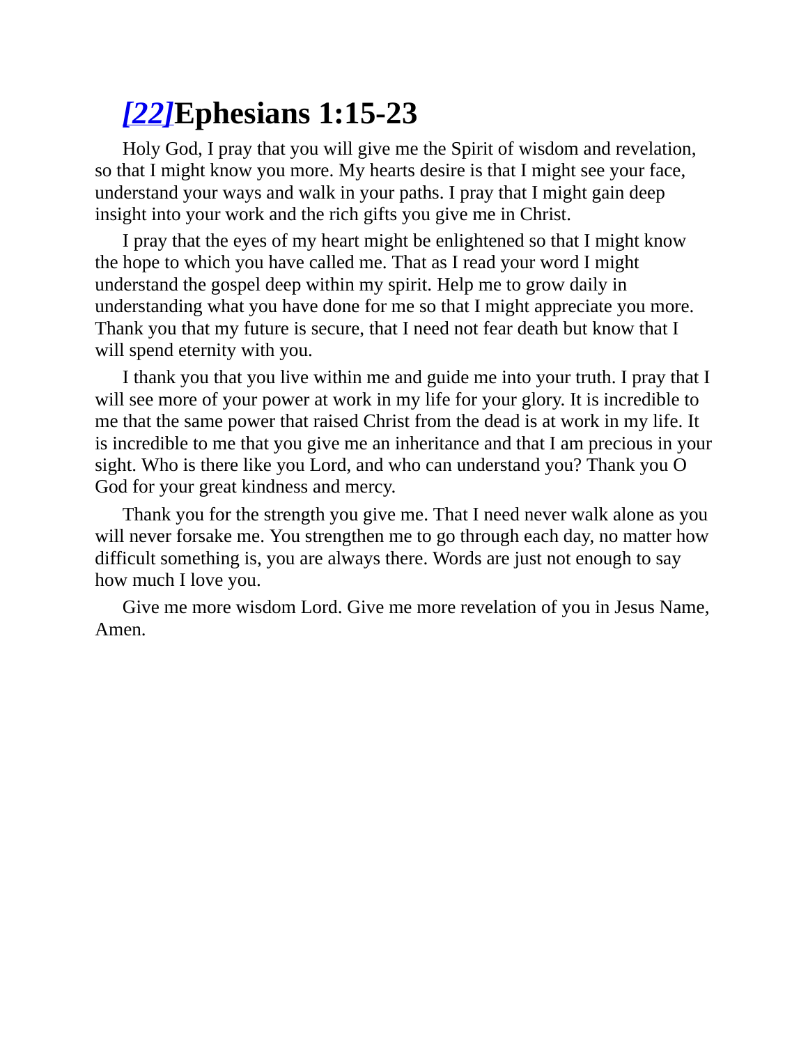# *[22]*Ephesians 1:15-23

Holy God, I pray that you will give me the Spirit of wisdom and revelation, so that I might know you more. My hearts desire is that I might see your face, understand your ways and walk in your paths. I pray that I might gain deep insight into your work and the rich gifts you give me in Christ.

I pray that the eyes of my heart might be enlightened so that I might know the hope to which you have called me. That as I read your word I might understand the gospel deep within my spirit. Help me to grow daily in understanding what you have done for me so that I might appreciate you more. Thank you that my future is secure, that I need not fear death but know that I will spend eternity with you.

I thank you that you live within me and guide me into your truth. I pray that I will see more of your power at work in my life for your glory. It is incredible to me that the same power that raised Christ from the dead is at work in my life. It is incredible to me that you give me an inheritance and that I am precious in your sight. Who is there like you Lord, and who can understand you? Thank you O God for your great kindness and mercy.

Thank you for the strength you give me. That I need never walk alone as you will never forsake me. You strengthen me to go through each day, no matter how difficult something is, you are always there. Words are just not enough to say how much I love you.

Give me more wisdom Lord. Give me more revelation of you in Jesus Name, Amen.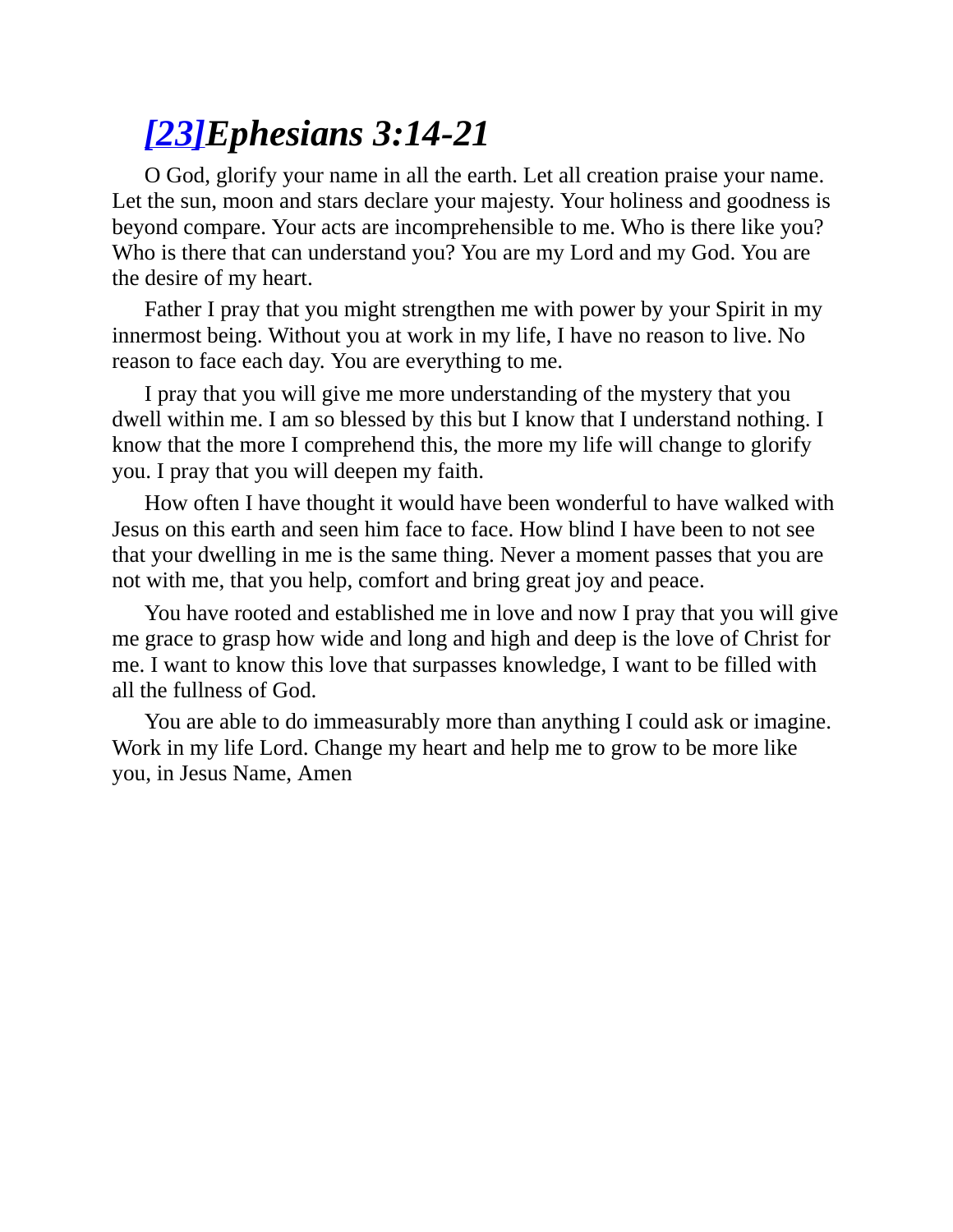## [23]*Ephesians 3:14-21*

O God, glorify your name in all the earth. Let all creation praise your name. Let the sun, moon and stars declare your majesty. Your holiness and goodness is beyond compare. Your acts are incomprehensible to me. Who is there like you? Who is there that can understand you? You are my Lord and my God. You are the desire of my heart.

Father I pray that you might strengthen me with power by your Spirit in my innermost being. Without you at work in my life, I have no reason to live. No reason to face each day. You are everything to me.

I pray that you will give me more understanding of the mystery that you dwell within me. I am so blessed by this but I know that I understand nothing. I know that the more I comprehend this, the more my life will change to glorify you. I pray that you will deepen my faith.

How often I have thought it would have been wonderful to have walked with Jesus on this earth and seen him face to face. How blind I have been to not see that your dwelling in me is the same thing. Never a moment passes that you are not with me, that you help, comfort and bring great joy and peace.

You have rooted and established me in love and now I pray that you will give me grace to grasp how wide and long and high and deep is the love of Christ for me. I want to know this love that surpasses knowledge, I want to be filled with all the fullness of God.

You are able to do immeasurably more than anything I could ask or imagine. Work in my life Lord. Change my heart and help me to grow to be more like you, in Jesus Name, Amen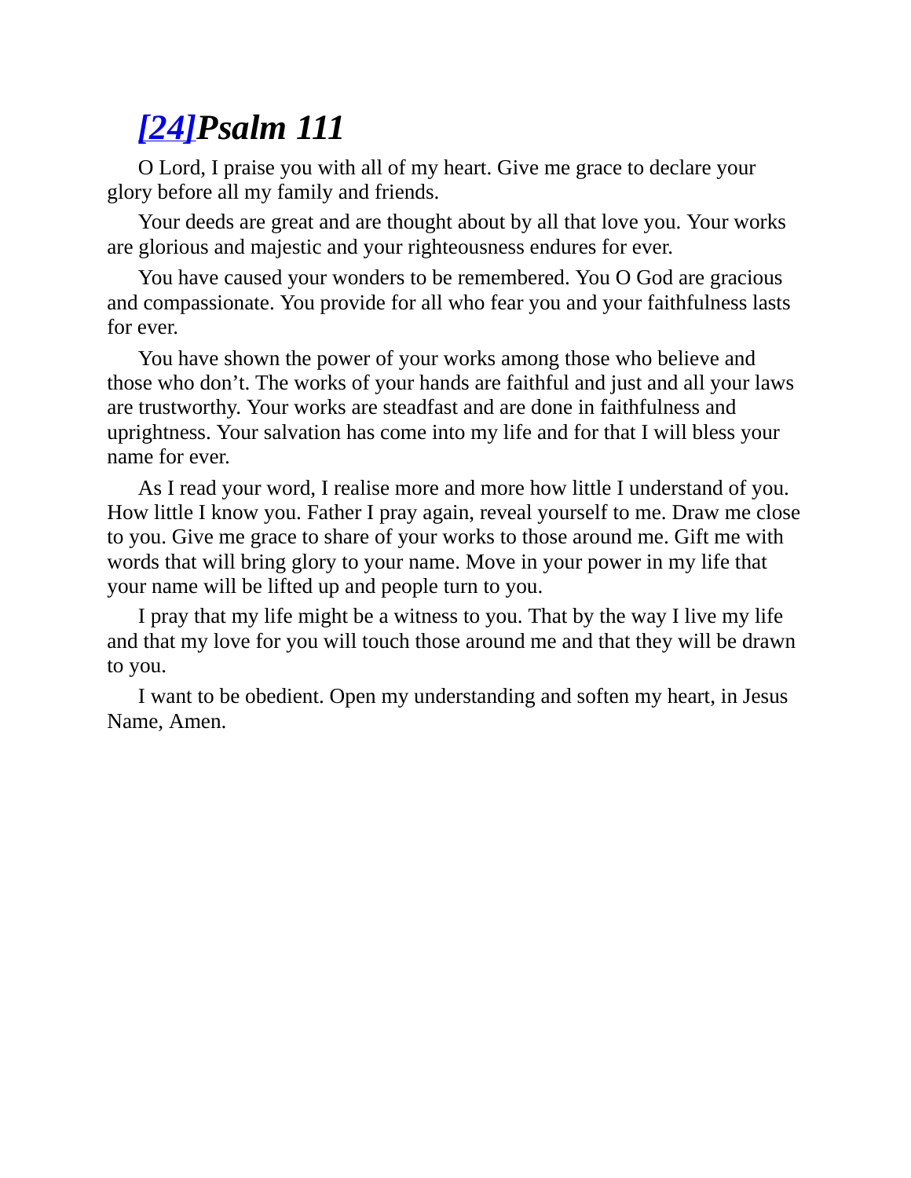## [24]*Psalm 111*

O Lord, I praise you with all of my heart. Give me grace to declare your glory before all my family and friends.

Your deeds are great and are thought about by all that love you. Your works are glorious and majestic and your righteousness endures for ever.

You have caused your wonders to be remembered. You O God are gracious and compassionate. You provide for all who fear you and your faithfulness lasts for ever.

You have shown the power of your works among those who believe and those who don't. The works of your hands are faithful and just and all your laws are trustworthy. Your works are steadfast and are done in faithfulness and uprightness. Your salvation has come into my life and for that I will bless your name for ever.

As I read your word, I realise more and more how little I understand of you. How little I know you. Father I pray again, reveal yourself to me. Draw me close to you. Give me grace to share of your works to those around me. Gift me with words that will bring glory to your name. Move in your power in my life that your name will be lifted up and people turn to you.

I pray that my life might be a witness to you. That by the way I live my life and that my love for you will touch those around me and that they will be drawn to you.

I want to be obedient. Open my understanding and soften my heart, in Jesus Name, Amen.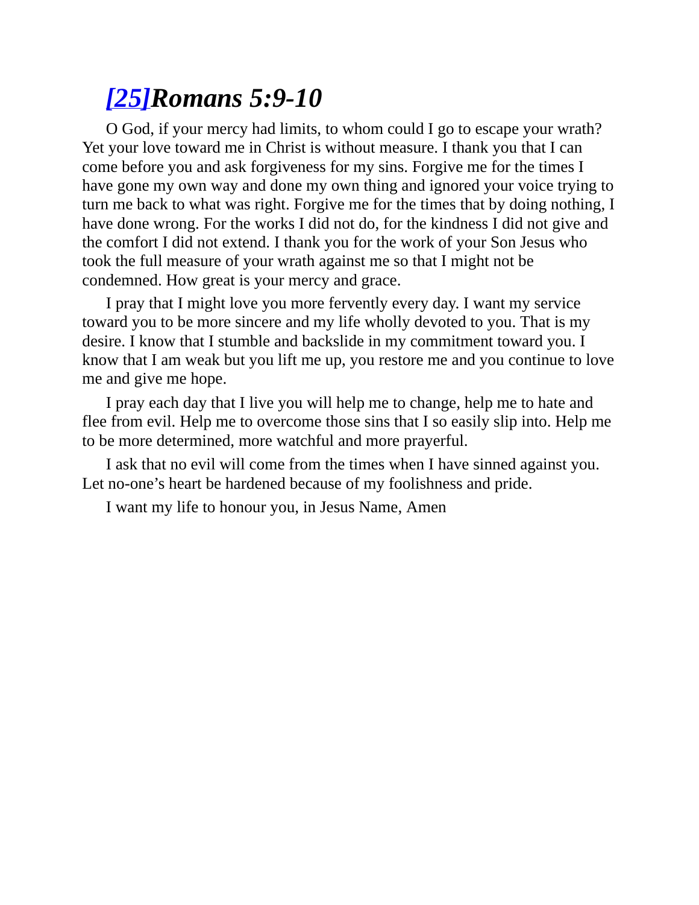# [25]*Romans 5:9-10*

O God, if your mercy had limits, to whom could I go to escape your wrath? Yet your love toward me in Christ is without measure. I thank you that I can come before you and ask forgiveness for my sins. Forgive me for the times I have gone my own way and done my own thing and ignored your voice trying to turn me back to what was right. Forgive me for the times that by doing nothing, I have done wrong. For the works I did not do, for the kindness I did not give and the comfort I did not extend. I thank you for the work of your Son Jesus who took the full measure of your wrath against me so that I might not be condemned. How great is your mercy and grace.

I pray that I might love you more fervently every day. I want my service toward you to be more sincere and my life wholly devoted to you. That is my desire. I know that I stumble and backslide in my commitment toward you. I know that I am weak but you lift me up, you restore me and you continue to love me and give me hope.

I pray each day that I live you will help me to change, help me to hate and flee from evil. Help me to overcome those sins that I so easily slip into. Help me to be more determined, more watchful and more prayerful.

I ask that no evil will come from the times when I have sinned against you. Let no-one's heart be hardened because of my foolishness and pride.

I want my life to honour you, in Jesus Name, Amen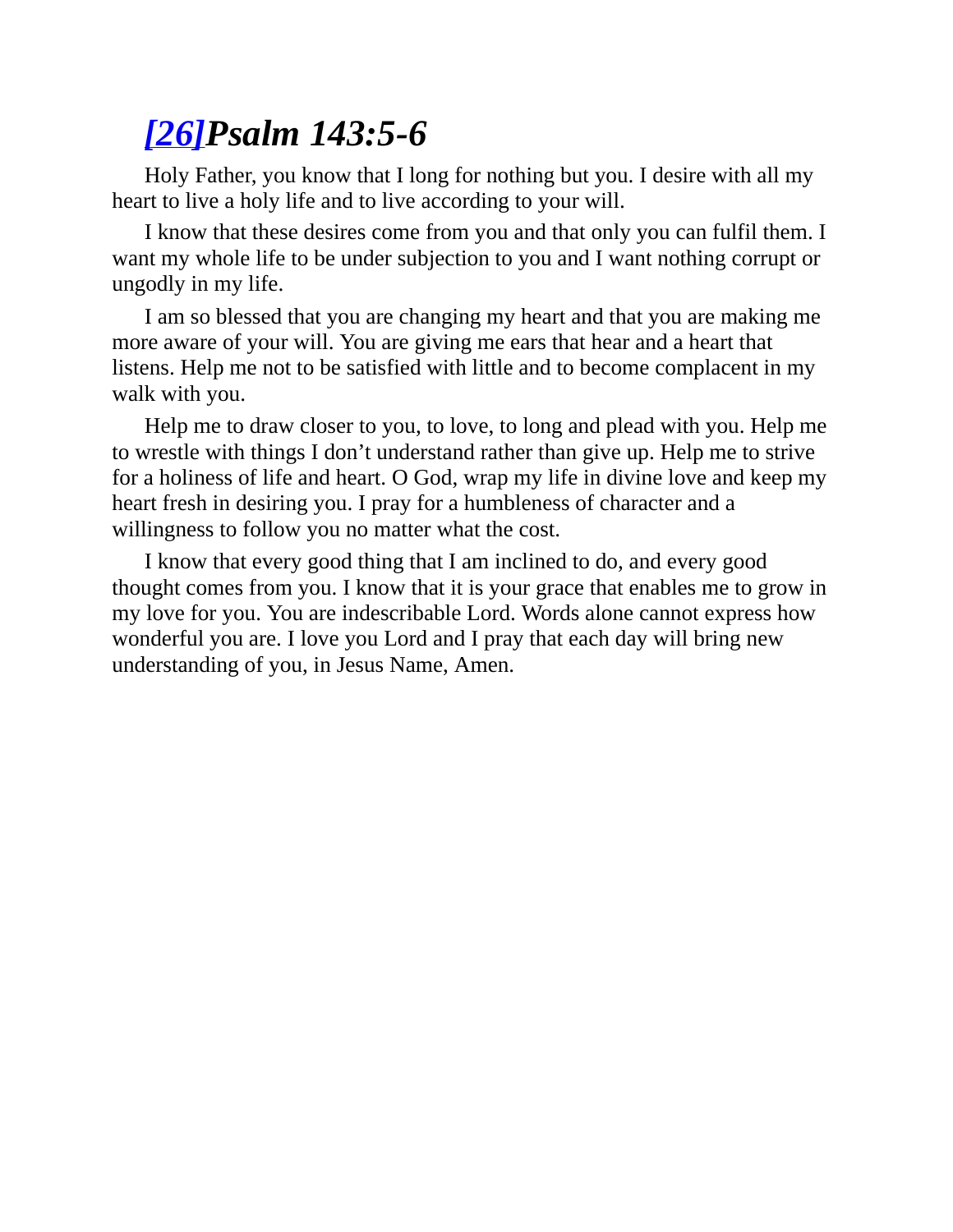## *[26]Psalm 143:5-6*

Holy Father, you know that I long for nothing but you. I desire with all my heart to live a holy life and to live according to your will.

I know that these desires come from you and that only you can fulfil them. I want my whole life to be under subjection to you and I want nothing corrupt or ungodly in my life.

I am so blessed that you are changing my heart and that you are making me more aware of your will. You are giving me ears that hear and a heart that listens. Help me not to be satisfied with little and to become complacent in my walk with you.

Help me to draw closer to you, to love, to long and plead with you. Help me to wrestle with things I don't understand rather than give up. Help me to strive for a holiness of life and heart. O God, wrap my life in divine love and keep my heart fresh in desiring you. I pray for a humbleness of character and a willingness to follow you no matter what the cost.

I know that every good thing that I am inclined to do, and every good thought comes from you. I know that it is your grace that enables me to grow in my love for you. You are indescribable Lord. Words alone cannot express how wonderful you are. I love you Lord and I pray that each day will bring new understanding of you, in Jesus Name, Amen.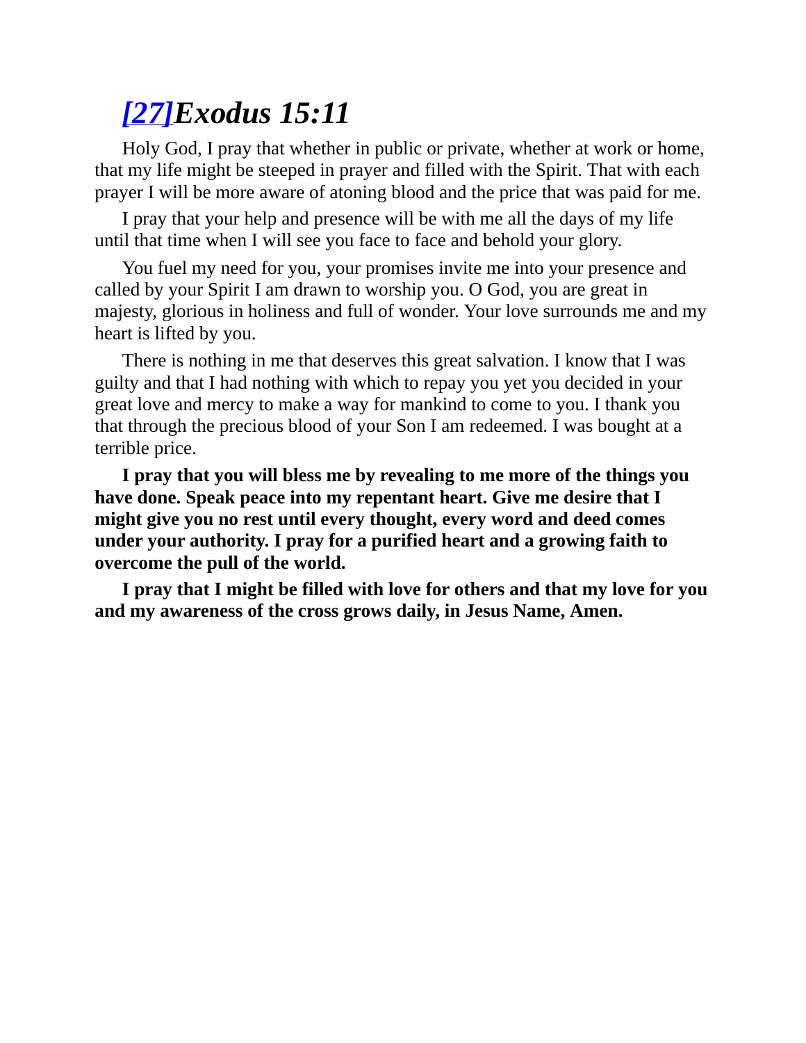## [27]*Exodus 15:11*

Holy God, I pray that whether in public or private, whether at work or home, that my life might be steeped in prayer and filled with the Spirit. That with each prayer I will be more aware of atoning blood and the price that was paid for me.

I pray that your help and presence will be with me all the days of my life until that time when I will see you face to face and behold your glory.

You fuel my need for you, your promises invite me into your presence and called by your Spirit I am drawn to worship you. O God, you are great in majesty, glorious in holiness and full of wonder. Your love surrounds me and my heart is lifted by you.

There is nothing in me that deserves this great salvation. I know that I was guilty and that I had nothing with which to repay you yet you decided in your great love and mercy to make a way for mankind to come to you. I thank you that through the precious blood of your Son I am redeemed. I was bought at a terrible price.

**I pray that you will bless me by revealing to me more of the things you have done. Speak peace into my repentant heart. Give me desire that I might give you no rest until every thought, every word and deed comes under your authority. I pray for a purified heart and a growing faith to overcome the pull of the world.**

**I pray that I might be filled with love for others and that my love for you and my awareness of the cross grows daily, in Jesus Name, Amen.**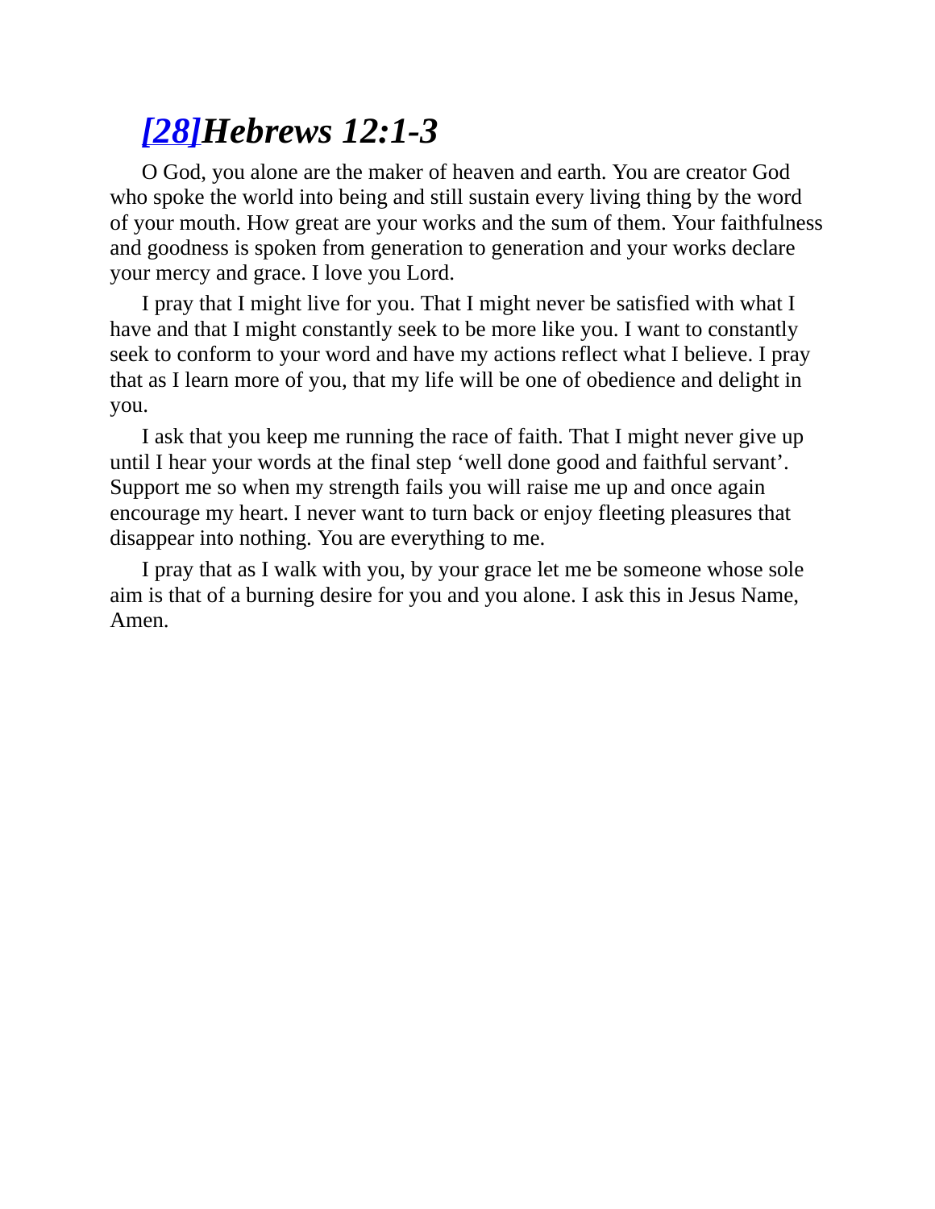## *[28]Hebrews 12:1-3*

O God, you alone are the maker of heaven and earth. You are creator God who spoke the world into being and still sustain every living thing by the word of your mouth. How great are your works and the sum of them. Your faithfulness and goodness is spoken from generation to generation and your works declare your mercy and grace. I love you Lord.

I pray that I might live for you. That I might never be satisfied with what I have and that I might constantly seek to be more like you. I want to constantly seek to conform to your word and have my actions reflect what I believe. I pray that as I learn more of you, that my life will be one of obedience and delight in you.

I ask that you keep me running the race of faith. That I might never give up until I hear your words at the final step 'well done good and faithful servant'. Support me so when my strength fails you will raise me up and once again encourage my heart. I never want to turn back or enjoy fleeting pleasures that disappear into nothing. You are everything to me.

I pray that as I walk with you, by your grace let me be someone whose sole aim is that of a burning desire for you and you alone. I ask this in Jesus Name, Amen.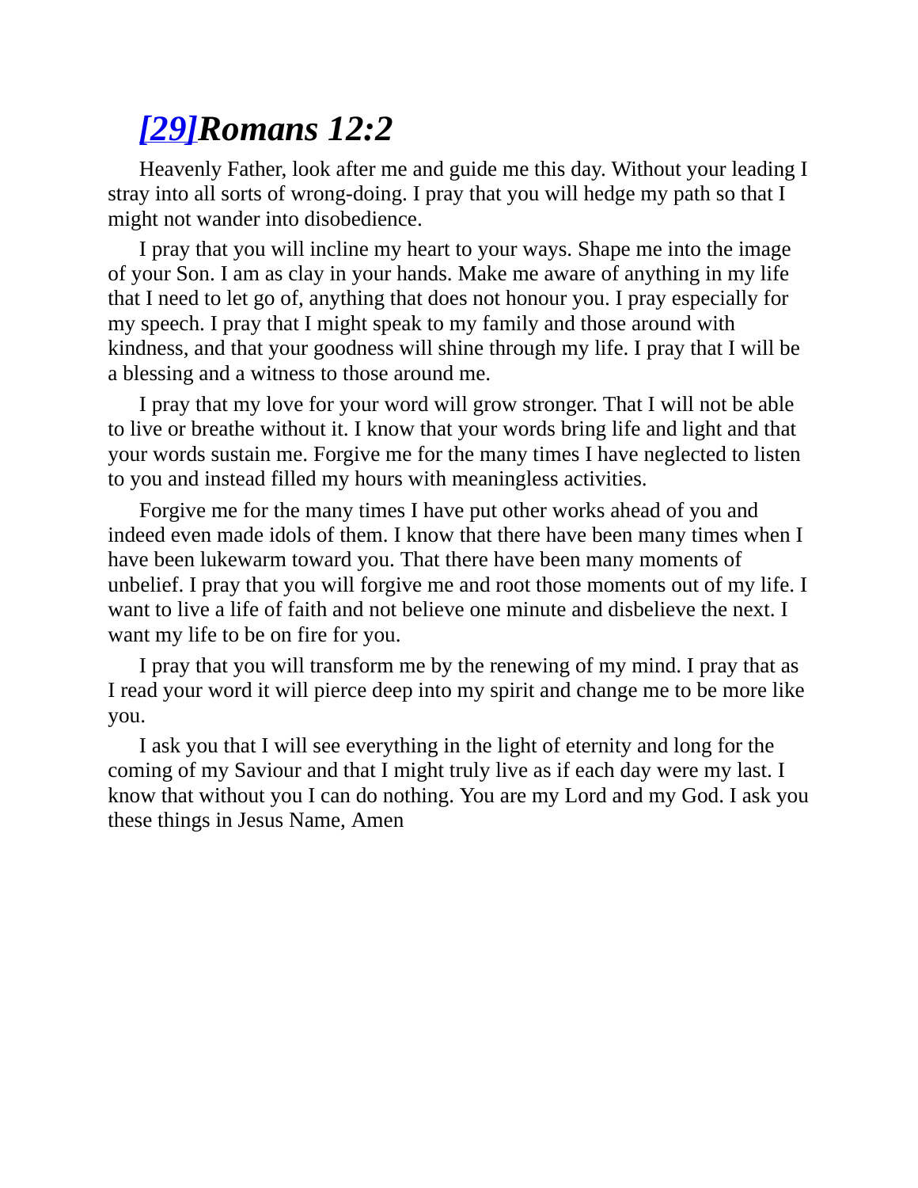## *[29]Romans 12:2*

Heavenly Father, look after me and guide me this day. Without your leading I stray into all sorts of wrong-doing. I pray that you will hedge my path so that I might not wander into disobedience.

I pray that you will incline my heart to your ways. Shape me into the image of your Son. I am as clay in your hands. Make me aware of anything in my life that I need to let go of, anything that does not honour you. I pray especially for my speech. I pray that I might speak to my family and those around with kindness, and that your goodness will shine through my life. I pray that I will be a blessing and a witness to those around me.

I pray that my love for your word will grow stronger. That I will not be able to live or breathe without it. I know that your words bring life and light and that your words sustain me. Forgive me for the many times I have neglected to listen to you and instead filled my hours with meaningless activities.

Forgive me for the many times I have put other works ahead of you and indeed even made idols of them. I know that there have been many times when I have been lukewarm toward you. That there have been many moments of unbelief. I pray that you will forgive me and root those moments out of my life. I want to live a life of faith and not believe one minute and disbelieve the next. I want my life to be on fire for you.

I pray that you will transform me by the renewing of my mind. I pray that as I read your word it will pierce deep into my spirit and change me to be more like you.

I ask you that I will see everything in the light of eternity and long for the coming of my Saviour and that I might truly live as if each day were my last. I know that without you I can do nothing. You are my Lord and my God. I ask you these things in Jesus Name, Amen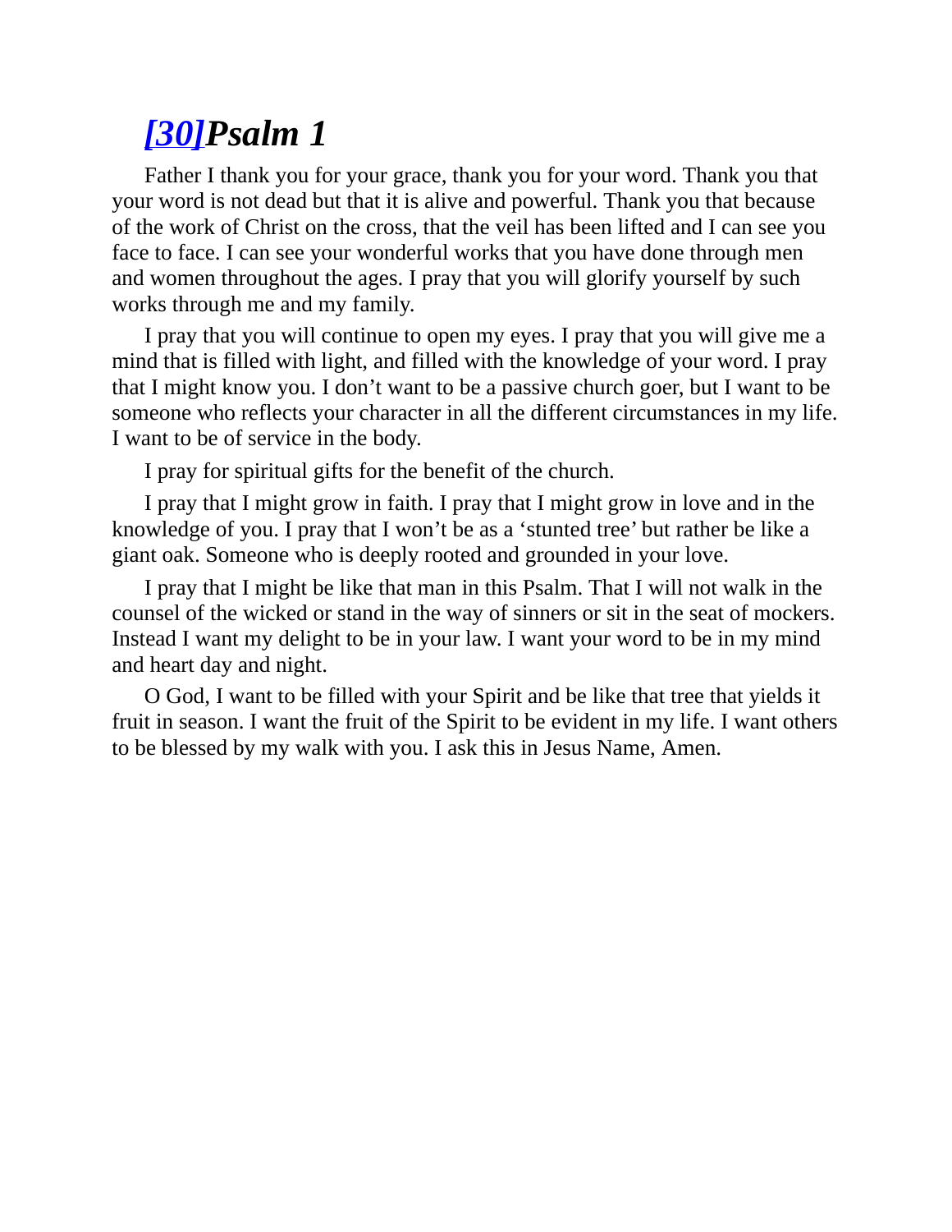# [30]*Psalm 1*

Father I thank you for your grace, thank you for your word. Thank you that your word is not dead but that it is alive and powerful. Thank you that because of the work of Christ on the cross, that the veil has been lifted and I can see you face to face. I can see your wonderful works that you have done through men and women throughout the ages. I pray that you will glorify yourself by such works through me and my family.

I pray that you will continue to open my eyes. I pray that you will give me a mind that is filled with light, and filled with the knowledge of your word. I pray that I might know you. I don't want to be a passive church goer, but I want to be someone who reflects your character in all the different circumstances in my life. I want to be of service in the body.

I pray for spiritual gifts for the benefit of the church.

I pray that I might grow in faith. I pray that I might grow in love and in the knowledge of you. I pray that I won't be as a 'stunted tree' but rather be like a giant oak. Someone who is deeply rooted and grounded in your love.

I pray that I might be like that man in this Psalm. That I will not walk in the counsel of the wicked or stand in the way of sinners or sit in the seat of mockers. Instead I want my delight to be in your law. I want your word to be in my mind and heart day and night.

O God, I want to be filled with your Spirit and be like that tree that yields it fruit in season. I want the fruit of the Spirit to be evident in my life. I want others to be blessed by my walk with you. I ask this in Jesus Name, Amen.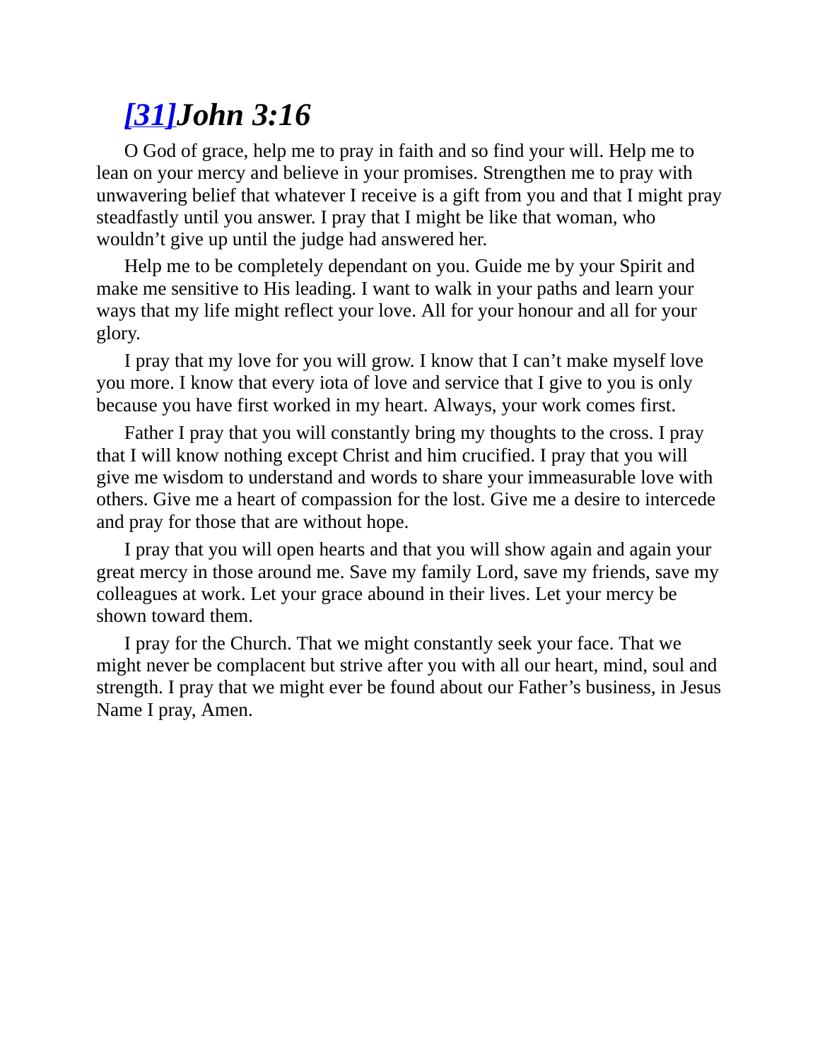# *[31]John 3:16*

O God of grace, help me to pray in faith and so find your will. Help me to lean on your mercy and believe in your promises. Strengthen me to pray with unwavering belief that whatever I receive is a gift from you and that I might pray steadfastly until you answer. I pray that I might be like that woman, who wouldn't give up until the judge had answered her.

Help me to be completely dependant on you. Guide me by your Spirit and make me sensitive to His leading. I want to walk in your paths and learn your ways that my life might reflect your love. All for your honour and all for your glory.

I pray that my love for you will grow. I know that I can't make myself love you more. I know that every iota of love and service that I give to you is only because you have first worked in my heart. Always, your work comes first.

Father I pray that you will constantly bring my thoughts to the cross. I pray that I will know nothing except Christ and him crucified. I pray that you will give me wisdom to understand and words to share your immeasurable love with others. Give me a heart of compassion for the lost. Give me a desire to intercede and pray for those that are without hope.

I pray that you will open hearts and that you will show again and again your great mercy in those around me. Save my family Lord, save my friends, save my colleagues at work. Let your grace abound in their lives. Let your mercy be shown toward them.

I pray for the Church. That we might constantly seek your face. That we might never be complacent but strive after you with all our heart, mind, soul and strength. I pray that we might ever be found about our Father's business, in Jesus Name I pray, Amen.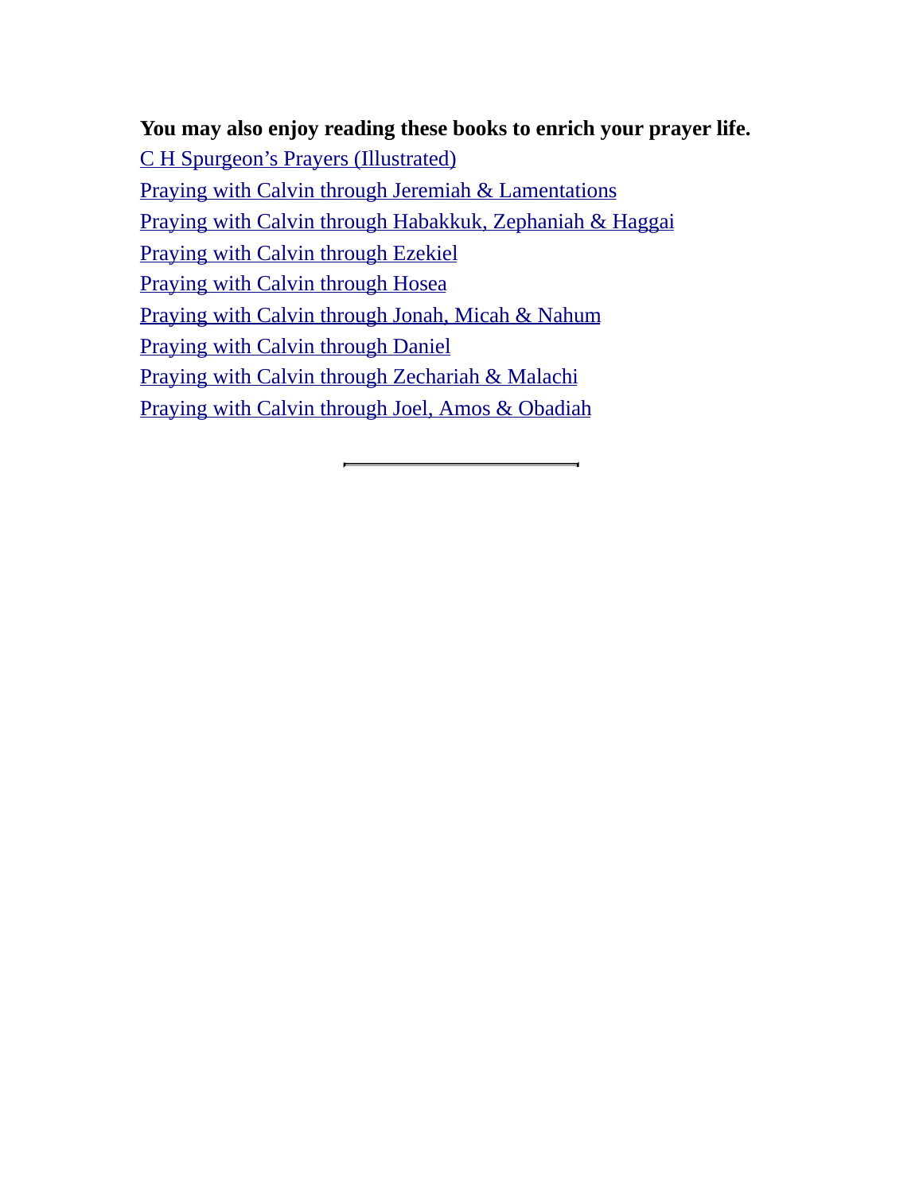**You may also enjoy reading these books to enrich your prayer life.**

C H Spurgeon's Prayers (Illustrated)

Praying with Calvin through Jeremiah & Lamentations

Praying with Calvin through Habakkuk, Zephaniah & Haggai

Praying with Calvin through Ezekiel

Praying with Calvin through Hosea

Praying with Calvin through Jonah, Micah & Nahum

Praying with Calvin through Daniel

Praying with Calvin through Zechariah & Malachi

Praying with Calvin through Joel, Amos & Obadiah

---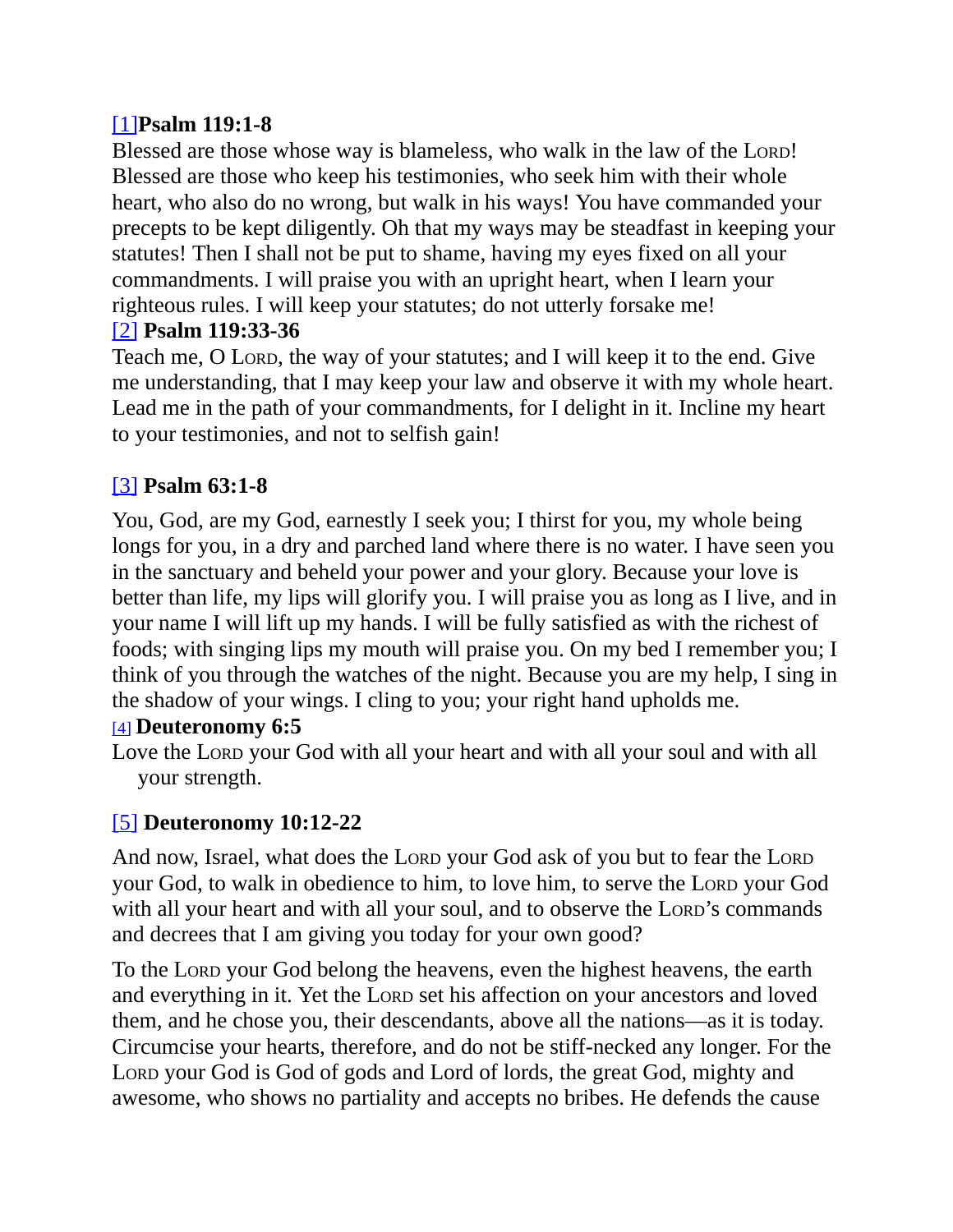[1]**Psalm 119:1-8**
Blessed are those whose way is blameless, who walk in the law of the LORD! Blessed are those who keep his testimonies, who seek him with their whole heart, who also do no wrong, but walk in his ways! You have commanded your precepts to be kept diligently. Oh that my ways may be steadfast in keeping your statutes! Then I shall not be put to shame, having my eyes fixed on all your commandments. I will praise you with an upright heart, when I learn your righteous rules. I will keep your statutes; do not utterly forsake me!
[2] **Psalm 119:33-36**
Teach me, O LORD, the way of your statutes; and I will keep it to the end. Give me understanding, that I may keep your law and observe it with my whole heart. Lead me in the path of your commandments, for I delight in it. Incline my heart to your testimonies, and not to selfish gain!

[3] **Psalm 63:1-8**

You, God, are my God, earnestly I seek you; I thirst for you, my whole being longs for you, in a dry and parched land where there is no water. I have seen you in the sanctuary and beheld your power and your glory. Because your love is better than life, my lips will glorify you. I will praise you as long as I live, and in your name I will lift up my hands. I will be fully satisfied as with the richest of foods; with singing lips my mouth will praise you. On my bed I remember you; I think of you through the watches of the night. Because you are my help, I sing in the shadow of your wings. I cling to you; your right hand upholds me.
[4] **Deuteronomy 6:5**
Love the LORD your God with all your heart and with all your soul and with all your strength.

[5] **Deuteronomy 10:12-22**

And now, Israel, what does the LORD your God ask of you but to fear the LORD your God, to walk in obedience to him, to love him, to serve the LORD your God with all your heart and with all your soul, and to observe the LORD's commands and decrees that I am giving you today for your own good?

To the LORD your God belong the heavens, even the highest heavens, the earth and everything in it. Yet the LORD set his affection on your ancestors and loved them, and he chose you, their descendants, above all the nations—as it is today. Circumcise your hearts, therefore, and do not be stiff-necked any longer. For the LORD your God is God of gods and Lord of lords, the great God, mighty and awesome, who shows no partiality and accepts no bribes. He defends the cause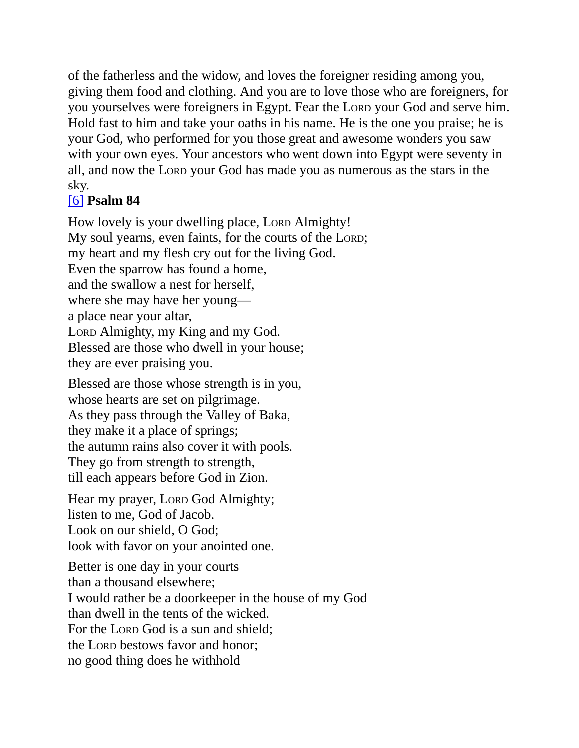of the fatherless and the widow, and loves the foreigner residing among you, giving them food and clothing. And you are to love those who are foreigners, for you yourselves were foreigners in Egypt. Fear the LORD your God and serve him. Hold fast to him and take your oaths in his name. He is the one you praise; he is your God, who performed for you those great and awesome wonders you saw with your own eyes. Your ancestors who went down into Egypt were seventy in all, and now the LORD your God has made you as numerous as the stars in the sky.

[6] **Psalm 84**

How lovely is your dwelling place, LORD Almighty!
My soul yearns, even faints, for the courts of the LORD;
my heart and my flesh cry out for the living God.
Even the sparrow has found a home,
and the swallow a nest for herself,
where she may have her young—
a place near your altar,
LORD Almighty, my King and my God.
Blessed are those who dwell in your house;
they are ever praising you.

Blessed are those whose strength is in you,
whose hearts are set on pilgrimage.
As they pass through the Valley of Baka,
they make it a place of springs;
the autumn rains also cover it with pools.
They go from strength to strength,
till each appears before God in Zion.

Hear my prayer, LORD God Almighty;
listen to me, God of Jacob.
Look on our shield, O God;
look with favor on your anointed one.

Better is one day in your courts
than a thousand elsewhere;
I would rather be a doorkeeper in the house of my God
than dwell in the tents of the wicked.
For the LORD God is a sun and shield;
the LORD bestows favor and honor;
no good thing does he withhold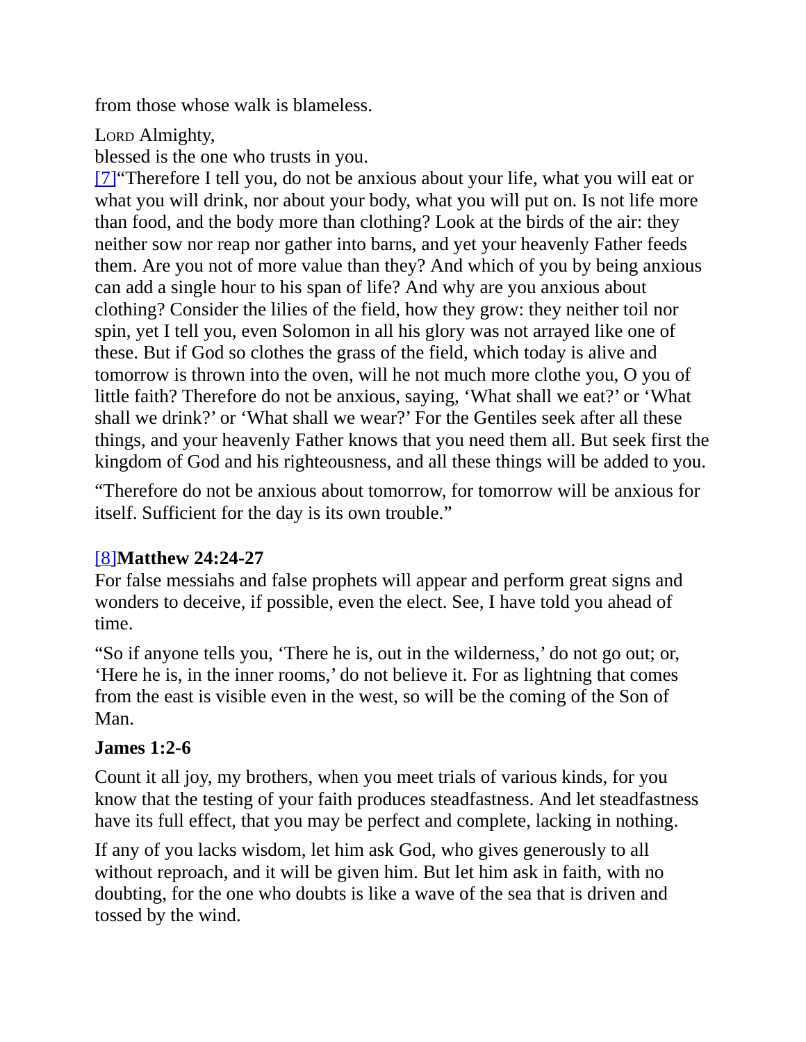from those whose walk is blameless.

LORD Almighty,
blessed is the one who trusts in you.

[7]"Therefore I tell you, do not be anxious about your life, what you will eat or what you will drink, nor about your body, what you will put on. Is not life more than food, and the body more than clothing? Look at the birds of the air: they neither sow nor reap nor gather into barns, and yet your heavenly Father feeds them. Are you not of more value than they? And which of you by being anxious can add a single hour to his span of life? And why are you anxious about clothing? Consider the lilies of the field, how they grow: they neither toil nor spin, yet I tell you, even Solomon in all his glory was not arrayed like one of these. But if God so clothes the grass of the field, which today is alive and tomorrow is thrown into the oven, will he not much more clothe you, O you of little faith? Therefore do not be anxious, saying, 'What shall we eat?' or 'What shall we drink?' or 'What shall we wear?' For the Gentiles seek after all these things, and your heavenly Father knows that you need them all. But seek first the kingdom of God and his righteousness, and all these things will be added to you.

"Therefore do not be anxious about tomorrow, for tomorrow will be anxious for itself. Sufficient for the day is its own trouble."

[8]**Matthew 24:24-27**

For false messiahs and false prophets will appear and perform great signs and wonders to deceive, if possible, even the elect. See, I have told you ahead of time.

"So if anyone tells you, 'There he is, out in the wilderness,' do not go out; or, 'Here he is, in the inner rooms,' do not believe it. For as lightning that comes from the east is visible even in the west, so will be the coming of the Son of Man.

**James 1:2-6**

Count it all joy, my brothers, when you meet trials of various kinds, for you know that the testing of your faith produces steadfastness. And let steadfastness have its full effect, that you may be perfect and complete, lacking in nothing.

If any of you lacks wisdom, let him ask God, who gives generously to all without reproach, and it will be given him. But let him ask in faith, with no doubting, for the one who doubts is like a wave of the sea that is driven and tossed by the wind.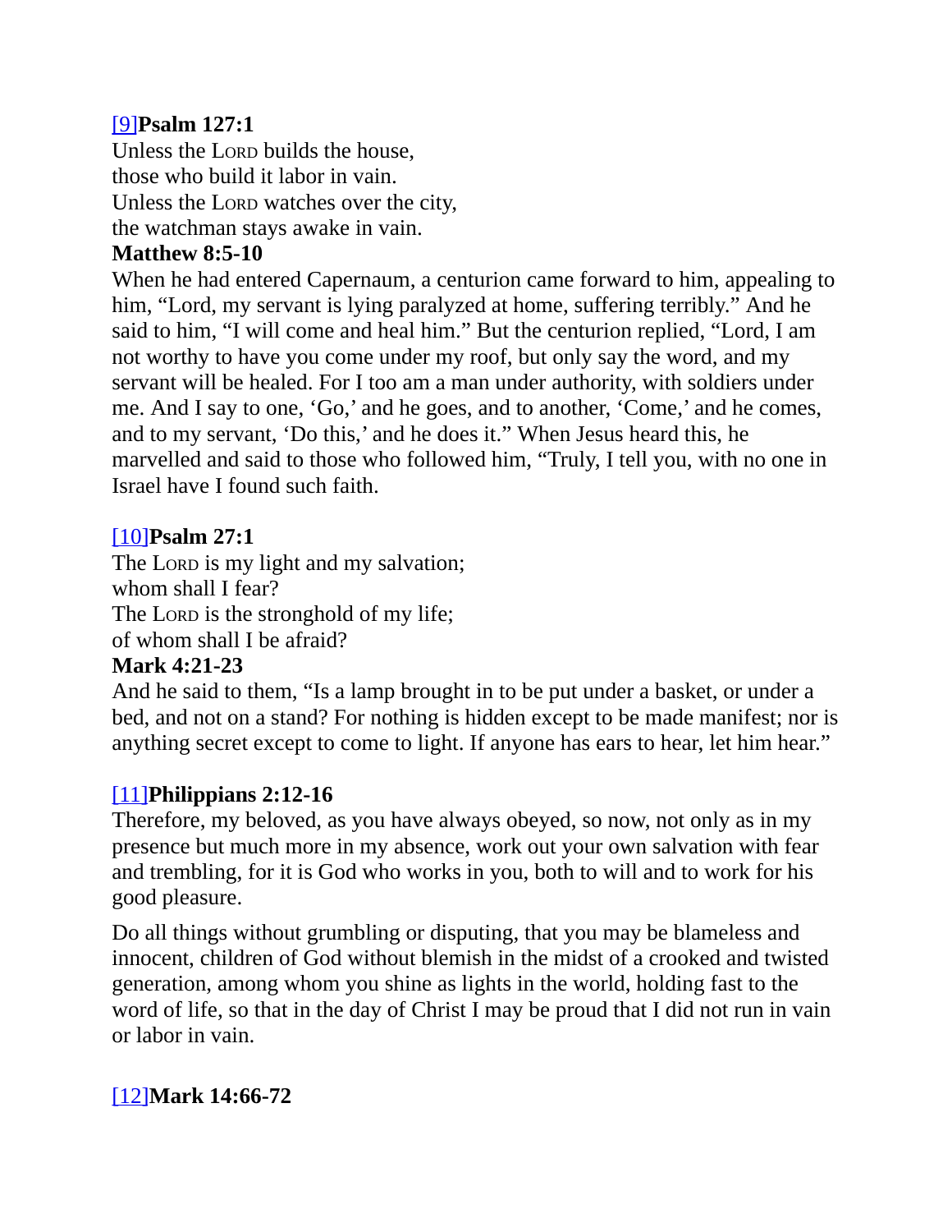[9]**Psalm 127:1**
Unless the Lord builds the house,
those who build it labor in vain.
Unless the Lord watches over the city,
the watchman stays awake in vain.
**Matthew 8:5-10**
When he had entered Capernaum, a centurion came forward to him, appealing to him, “Lord, my servant is lying paralyzed at home, suffering terribly.” And he said to him, “I will come and heal him.” But the centurion replied, “Lord, I am not worthy to have you come under my roof, but only say the word, and my servant will be healed. For I too am a man under authority, with soldiers under me. And I say to one, ‘Go,’ and he goes, and to another, ‘Come,’ and he comes, and to my servant, ‘Do this,’ and he does it.” When Jesus heard this, he marvelled and said to those who followed him, “Truly, I tell you, with no one in Israel have I found such faith.

[10]**Psalm 27:1**
The Lord is my light and my salvation;
whom shall I fear?
The Lord is the stronghold of my life;
of whom shall I be afraid?
**Mark 4:21-23**
And he said to them, “Is a lamp brought in to be put under a basket, or under a bed, and not on a stand? For nothing is hidden except to be made manifest; nor is anything secret except to come to light. If anyone has ears to hear, let him hear.”

[11]**Philippians 2:12-16**
Therefore, my beloved, as you have always obeyed, so now, not only as in my presence but much more in my absence, work out your own salvation with fear and trembling, for it is God who works in you, both to will and to work for his good pleasure.

Do all things without grumbling or disputing, that you may be blameless and innocent, children of God without blemish in the midst of a crooked and twisted generation, among whom you shine as lights in the world, holding fast to the word of life, so that in the day of Christ I may be proud that I did not run in vain or labor in vain.

[12]**Mark 14:66-72**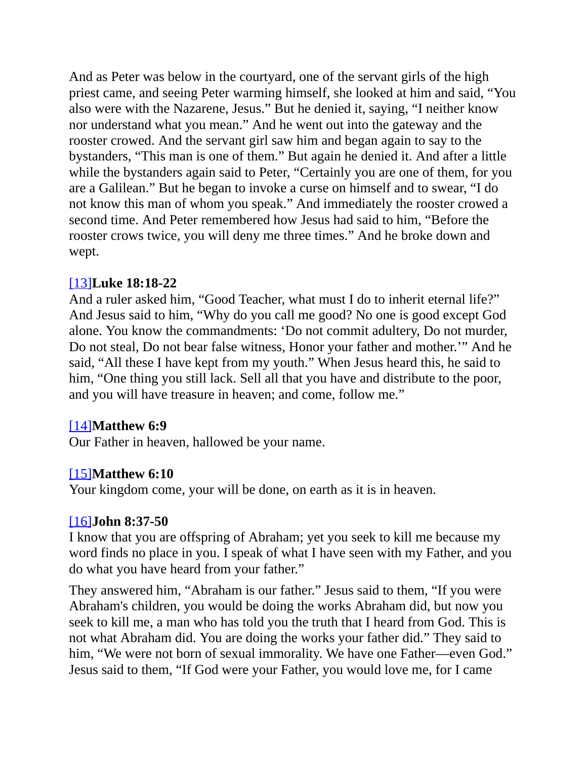And as Peter was below in the courtyard, one of the servant girls of the high priest came, and seeing Peter warming himself, she looked at him and said, “You also were with the Nazarene, Jesus.” But he denied it, saying, “I neither know nor understand what you mean.” And he went out into the gateway and the rooster crowed. And the servant girl saw him and began again to say to the bystanders, “This man is one of them.” But again he denied it. And after a little while the bystanders again said to Peter, “Certainly you are one of them, for you are a Galilean.” But he began to invoke a curse on himself and to swear, “I do not know this man of whom you speak.” And immediately the rooster crowed a second time. And Peter remembered how Jesus had said to him, “Before the rooster crows twice, you will deny me three times.” And he broke down and wept.

[13]**Luke 18:18-22**
And a ruler asked him, “Good Teacher, what must I do to inherit eternal life?” And Jesus said to him, “Why do you call me good? No one is good except God alone. You know the commandments: ‘Do not commit adultery, Do not murder, Do not steal, Do not bear false witness, Honor your father and mother.’” And he said, “All these I have kept from my youth.” When Jesus heard this, he said to him, “One thing you still lack. Sell all that you have and distribute to the poor, and you will have treasure in heaven; and come, follow me.”

[14]**Matthew 6:9**
Our Father in heaven, hallowed be your name.

[15]**Matthew 6:10**
Your kingdom come, your will be done, on earth as it is in heaven.

[16]**John 8:37-50**
I know that you are offspring of Abraham; yet you seek to kill me because my word finds no place in you. I speak of what I have seen with my Father, and you do what you have heard from your father.”

They answered him, “Abraham is our father.” Jesus said to them, “If you were Abraham's children, you would be doing the works Abraham did, but now you seek to kill me, a man who has told you the truth that I heard from God. This is not what Abraham did. You are doing the works your father did.” They said to him, “We were not born of sexual immorality. We have one Father—even God.” Jesus said to them, “If God were your Father, you would love me, for I came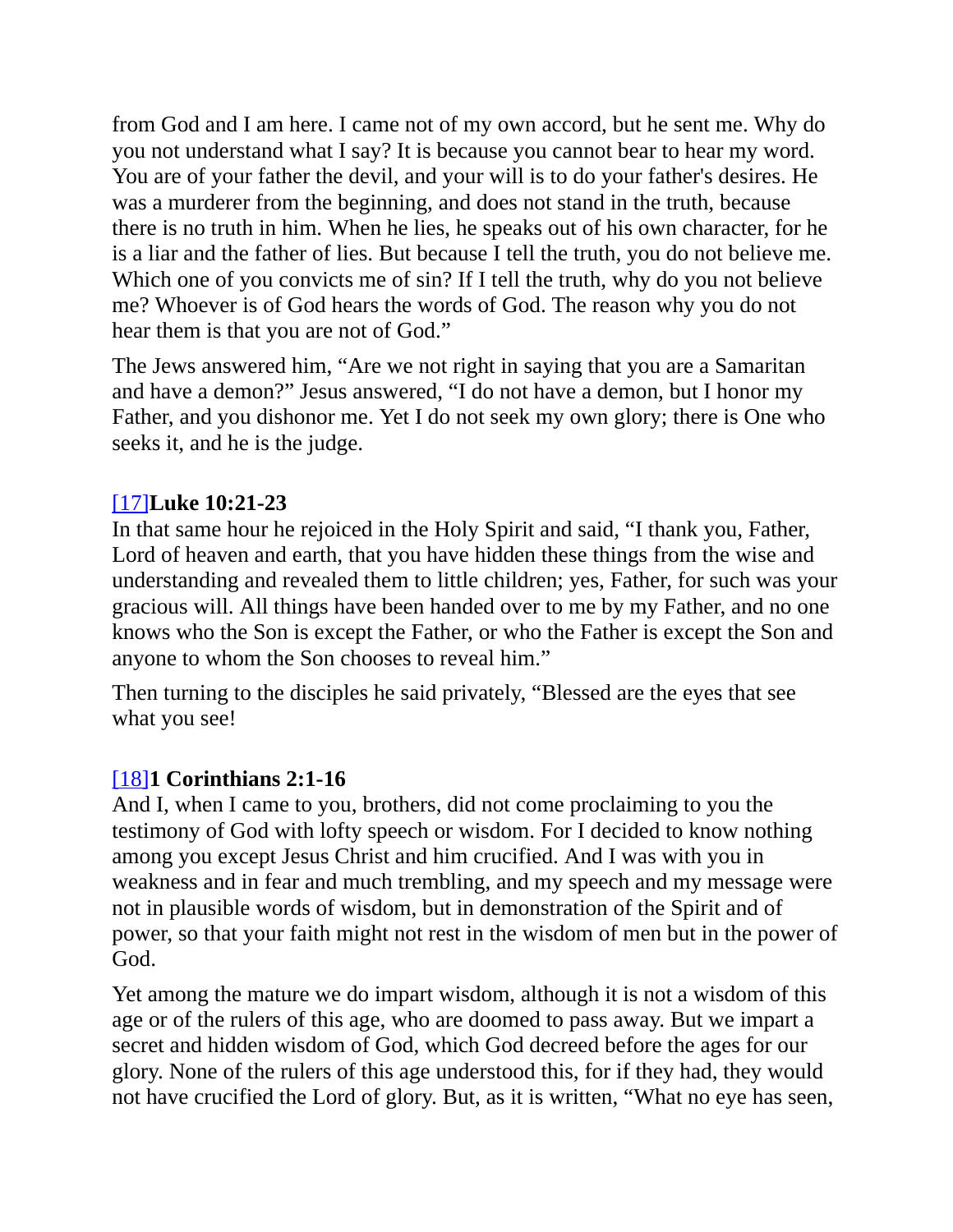from God and I am here. I came not of my own accord, but he sent me. Why do you not understand what I say? It is because you cannot bear to hear my word. You are of your father the devil, and your will is to do your father's desires. He was a murderer from the beginning, and does not stand in the truth, because there is no truth in him. When he lies, he speaks out of his own character, for he is a liar and the father of lies. But because I tell the truth, you do not believe me. Which one of you convicts me of sin? If I tell the truth, why do you not believe me? Whoever is of God hears the words of God. The reason why you do not hear them is that you are not of God."

The Jews answered him, "Are we not right in saying that you are a Samaritan and have a demon?" Jesus answered, "I do not have a demon, but I honor my Father, and you dishonor me. Yet I do not seek my own glory; there is One who seeks it, and he is the judge.

[17]**Luke 10:21-23**
In that same hour he rejoiced in the Holy Spirit and said, "I thank you, Father, Lord of heaven and earth, that you have hidden these things from the wise and understanding and revealed them to little children; yes, Father, for such was your gracious will. All things have been handed over to me by my Father, and no one knows who the Son is except the Father, or who the Father is except the Son and anyone to whom the Son chooses to reveal him."

Then turning to the disciples he said privately, "Blessed are the eyes that see what you see!

[18]**1 Corinthians 2:1-16**
And I, when I came to you, brothers, did not come proclaiming to you the testimony of God with lofty speech or wisdom. For I decided to know nothing among you except Jesus Christ and him crucified. And I was with you in weakness and in fear and much trembling, and my speech and my message were not in plausible words of wisdom, but in demonstration of the Spirit and of power, so that your faith might not rest in the wisdom of men but in the power of God.

Yet among the mature we do impart wisdom, although it is not a wisdom of this age or of the rulers of this age, who are doomed to pass away. But we impart a secret and hidden wisdom of God, which God decreed before the ages for our glory. None of the rulers of this age understood this, for if they had, they would not have crucified the Lord of glory. But, as it is written, "What no eye has seen,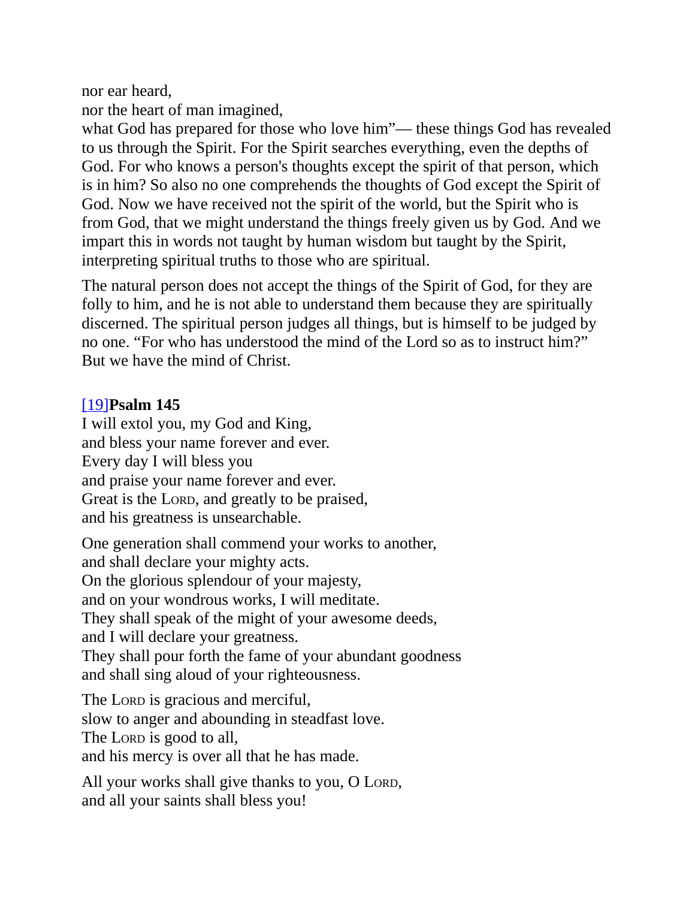nor ear heard,
nor the heart of man imagined,
what God has prepared for those who love him"— these things God has revealed to us through the Spirit. For the Spirit searches everything, even the depths of God. For who knows a person's thoughts except the spirit of that person, which is in him? So also no one comprehends the thoughts of God except the Spirit of God. Now we have received not the spirit of the world, but the Spirit who is from God, that we might understand the things freely given us by God. And we impart this in words not taught by human wisdom but taught by the Spirit, interpreting spiritual truths to those who are spiritual.

The natural person does not accept the things of the Spirit of God, for they are folly to him, and he is not able to understand them because they are spiritually discerned. The spiritual person judges all things, but is himself to be judged by no one. "For who has understood the mind of the Lord so as to instruct him?" But we have the mind of Christ.

[19]**Psalm 145**
I will extol you, my God and King,
and bless your name forever and ever.
Every day I will bless you
and praise your name forever and ever.
Great is the LORD, and greatly to be praised,
and his greatness is unsearchable.

One generation shall commend your works to another,
and shall declare your mighty acts.
On the glorious splendour of your majesty,
and on your wondrous works, I will meditate.
They shall speak of the might of your awesome deeds,
and I will declare your greatness.
They shall pour forth the fame of your abundant goodness
and shall sing aloud of your righteousness.

The LORD is gracious and merciful,
slow to anger and abounding in steadfast love.
The LORD is good to all,
and his mercy is over all that he has made.

All your works shall give thanks to you, O LORD,
and all your saints shall bless you!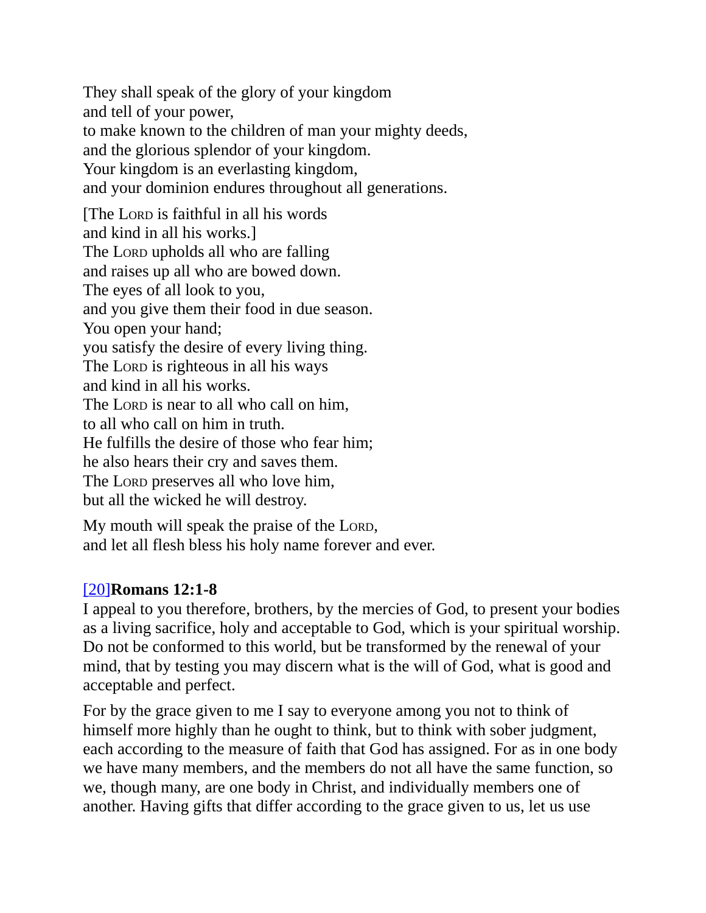They shall speak of the glory of your kingdom
and tell of your power,
to make known to the children of man your mighty deeds,
and the glorious splendor of your kingdom.
Your kingdom is an everlasting kingdom,
and your dominion endures throughout all generations.

[The LORD is faithful in all his words
and kind in all his works.]
The LORD upholds all who are falling
and raises up all who are bowed down.
The eyes of all look to you,
and you give them their food in due season.
You open your hand;
you satisfy the desire of every living thing.
The LORD is righteous in all his ways
and kind in all his works.
The LORD is near to all who call on him,
to all who call on him in truth.
He fulfills the desire of those who fear him;
he also hears their cry and saves them.
The LORD preserves all who love him,
but all the wicked he will destroy.

My mouth will speak the praise of the LORD,
and let all flesh bless his holy name forever and ever.

[20]**Romans 12:1-8**

I appeal to you therefore, brothers, by the mercies of God, to present your bodies as a living sacrifice, holy and acceptable to God, which is your spiritual worship. Do not be conformed to this world, but be transformed by the renewal of your mind, that by testing you may discern what is the will of God, what is good and acceptable and perfect.

For by the grace given to me I say to everyone among you not to think of himself more highly than he ought to think, but to think with sober judgment, each according to the measure of faith that God has assigned. For as in one body we have many members, and the members do not all have the same function, so we, though many, are one body in Christ, and individually members one of another. Having gifts that differ according to the grace given to us, let us use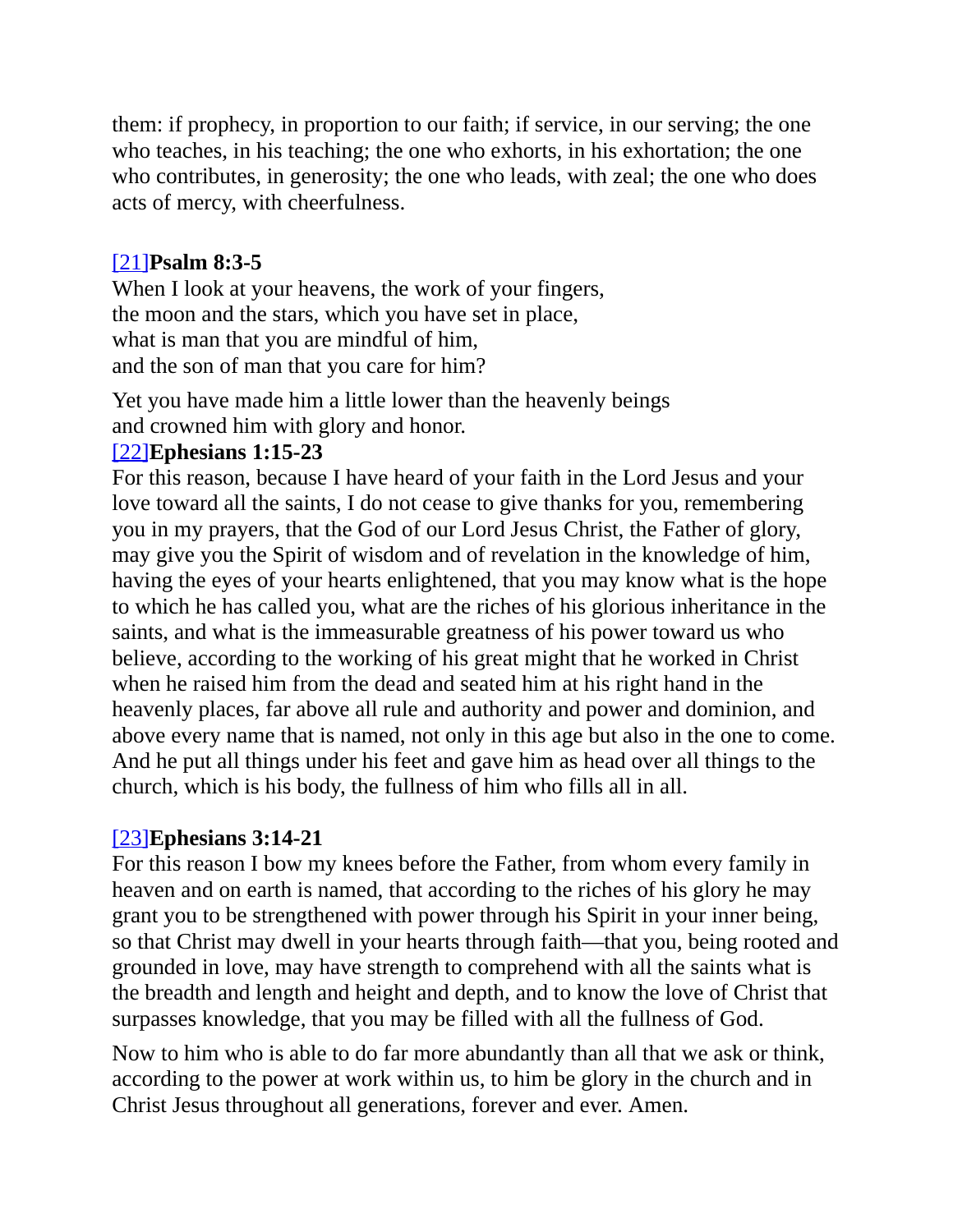them: if prophecy, in proportion to our faith; if service, in our serving; the one who teaches, in his teaching; the one who exhorts, in his exhortation; the one who contributes, in generosity; the one who leads, with zeal; the one who does acts of mercy, with cheerfulness.

[21]**Psalm 8:3-5**
When I look at your heavens, the work of your fingers,
the moon and the stars, which you have set in place,
what is man that you are mindful of him,
and the son of man that you care for him?

Yet you have made him a little lower than the heavenly beings
and crowned him with glory and honor.

[22]**Ephesians 1:15-23**
For this reason, because I have heard of your faith in the Lord Jesus and your love toward all the saints, I do not cease to give thanks for you, remembering you in my prayers, that the God of our Lord Jesus Christ, the Father of glory, may give you the Spirit of wisdom and of revelation in the knowledge of him, having the eyes of your hearts enlightened, that you may know what is the hope to which he has called you, what are the riches of his glorious inheritance in the saints, and what is the immeasurable greatness of his power toward us who believe, according to the working of his great might that he worked in Christ when he raised him from the dead and seated him at his right hand in the heavenly places, far above all rule and authority and power and dominion, and above every name that is named, not only in this age but also in the one to come. And he put all things under his feet and gave him as head over all things to the church, which is his body, the fullness of him who fills all in all.

[23]**Ephesians 3:14-21**
For this reason I bow my knees before the Father, from whom every family in heaven and on earth is named, that according to the riches of his glory he may grant you to be strengthened with power through his Spirit in your inner being, so that Christ may dwell in your hearts through faith—that you, being rooted and grounded in love, may have strength to comprehend with all the saints what is the breadth and length and height and depth, and to know the love of Christ that surpasses knowledge, that you may be filled with all the fullness of God.

Now to him who is able to do far more abundantly than all that we ask or think, according to the power at work within us, to him be glory in the church and in Christ Jesus throughout all generations, forever and ever. Amen.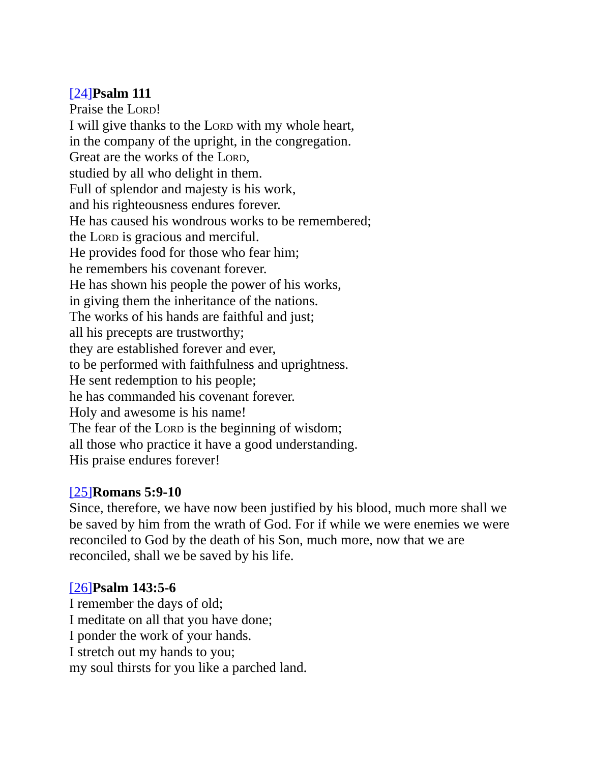[24]**Psalm 111**
Praise the LORD!
I will give thanks to the LORD with my whole heart,
in the company of the upright, in the congregation.
Great are the works of the LORD,
studied by all who delight in them.
Full of splendor and majesty is his work,
and his righteousness endures forever.
He has caused his wondrous works to be remembered;
the LORD is gracious and merciful.
He provides food for those who fear him;
he remembers his covenant forever.
He has shown his people the power of his works,
in giving them the inheritance of the nations.
The works of his hands are faithful and just;
all his precepts are trustworthy;
they are established forever and ever,
to be performed with faithfulness and uprightness.
He sent redemption to his people;
he has commanded his covenant forever.
Holy and awesome is his name!
The fear of the LORD is the beginning of wisdom;
all those who practice it have a good understanding.
His praise endures forever!

[25]**Romans 5:9-10**
Since, therefore, we have now been justified by his blood, much more shall we be saved by him from the wrath of God. For if while we were enemies we were reconciled to God by the death of his Son, much more, now that we are reconciled, shall we be saved by his life.

[26]**Psalm 143:5-6**
I remember the days of old;
I meditate on all that you have done;
I ponder the work of your hands.
I stretch out my hands to you;
my soul thirsts for you like a parched land.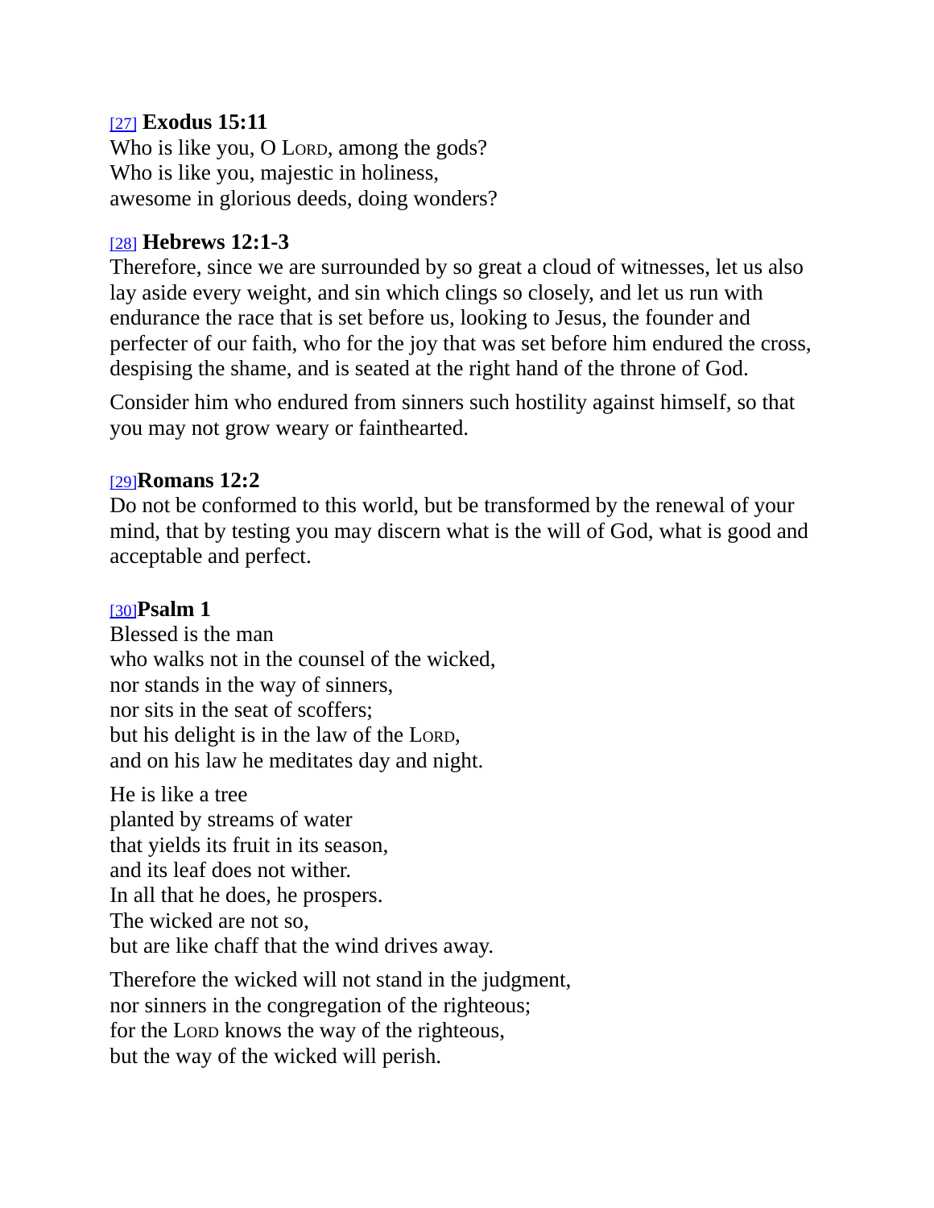[27] **Exodus 15:11**
Who is like you, O LORD, among the gods?
Who is like you, majestic in holiness,
awesome in glorious deeds, doing wonders?

[28] **Hebrews 12:1-3**
Therefore, since we are surrounded by so great a cloud of witnesses, let us also lay aside every weight, and sin which clings so closely, and let us run with endurance the race that is set before us, looking to Jesus, the founder and perfecter of our faith, who for the joy that was set before him endured the cross, despising the shame, and is seated at the right hand of the throne of God.

Consider him who endured from sinners such hostility against himself, so that you may not grow weary or fainthearted.

[29]**Romans 12:2**
Do not be conformed to this world, but be transformed by the renewal of your mind, that by testing you may discern what is the will of God, what is good and acceptable and perfect.

[30]**Psalm 1**
Blessed is the man
who walks not in the counsel of the wicked,
nor stands in the way of sinners,
nor sits in the seat of scoffers;
but his delight is in the law of the LORD,
and on his law he meditates day and night.

He is like a tree
planted by streams of water
that yields its fruit in its season,
and its leaf does not wither.
In all that he does, he prospers.
The wicked are not so,
but are like chaff that the wind drives away.

Therefore the wicked will not stand in the judgment,
nor sinners in the congregation of the righteous;
for the LORD knows the way of the righteous,
but the way of the wicked will perish.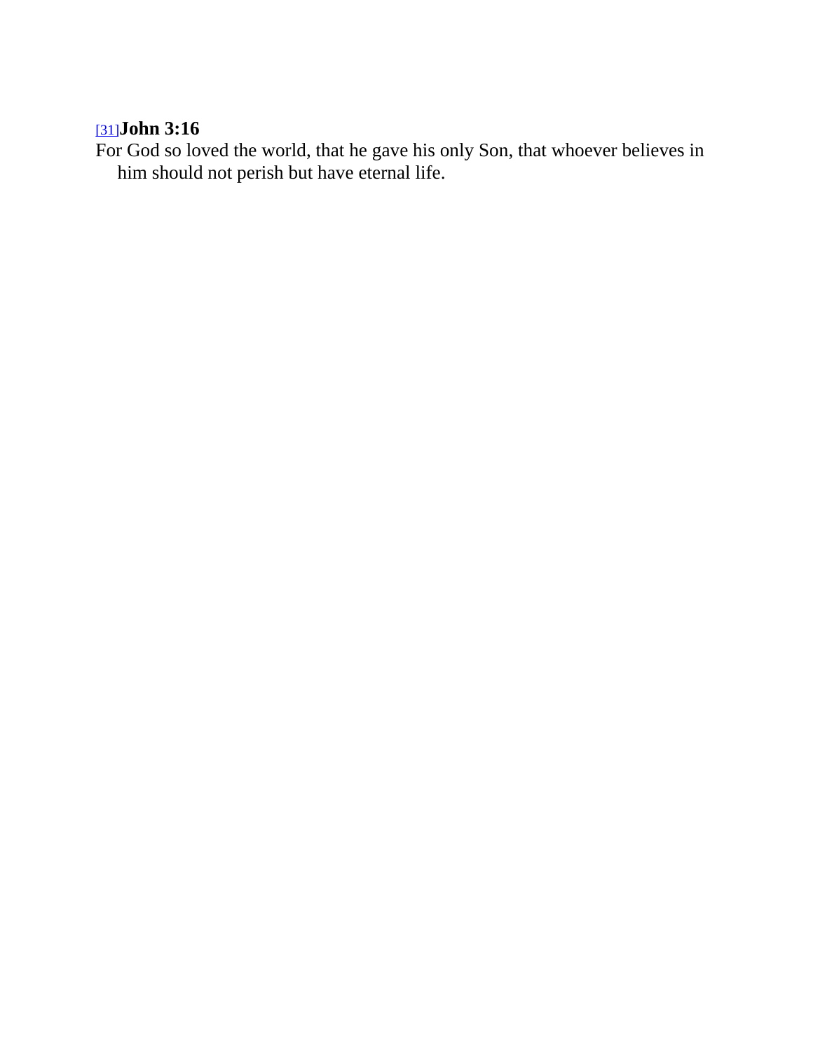[31]**John 3:16**

For God so loved the world, that he gave his only Son, that whoever believes in him should not perish but have eternal life.